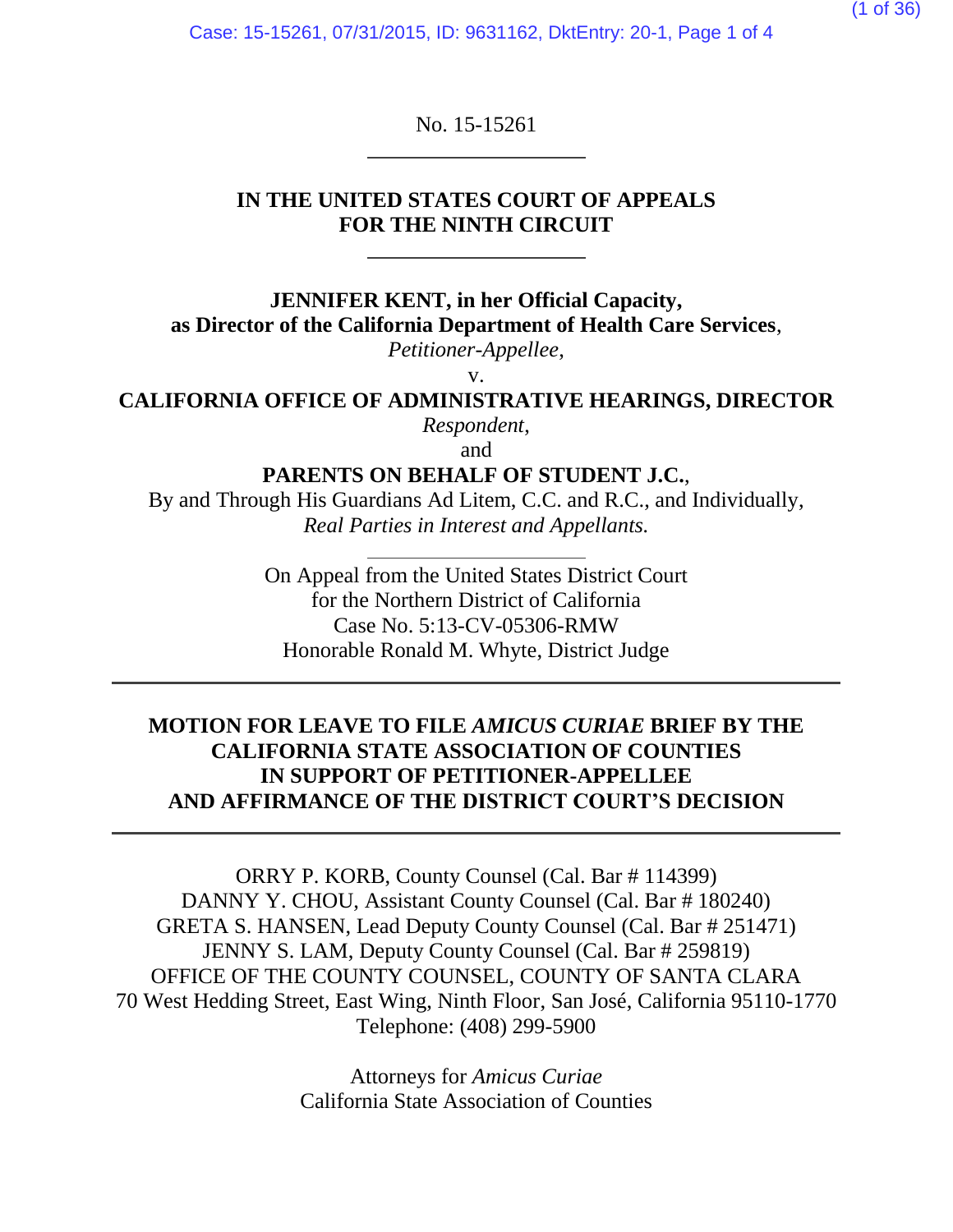No. 15-15261

---

**IN THE UNITED STATES COURT OF APPEALS**
**FOR THE NINTH CIRCUIT**

---

**JENNIFER KENT, in her Official Capacity,**
**as Director of the California Department of Health Care Services**,
*Petitioner-Appellee,*
v.
**CALIFORNIA OFFICE OF ADMINISTRATIVE HEARINGS, DIRECTOR**
*Respondent*,
and
**PARENTS ON BEHALF OF STUDENT J.C.**,
By and Through His Guardians Ad Litem, C.C. and R.C., and Individually,
*Real Parties in Interest and Appellants.*

---

On Appeal from the United States District Court
for the Northern District of California
Case No. 5:13-CV-05306-RMW
Honorable Ronald M. Whyte, District Judge

---

**MOTION FOR LEAVE TO FILE *AMICUS CURIAE* BRIEF BY THE CALIFORNIA STATE ASSOCIATION OF COUNTIES IN SUPPORT OF PETITIONER-APPELLEE AND AFFIRMANCE OF THE DISTRICT COURT'S DECISION**

---

ORRY P. KORB, County Counsel (Cal. Bar # 114399)
DANNY Y. CHOU, Assistant County Counsel (Cal. Bar # 180240)
GRETA S. HANSEN, Lead Deputy County Counsel (Cal. Bar # 251471)
JENNY S. LAM, Deputy County Counsel (Cal. Bar # 259819)
OFFICE OF THE COUNTY COUNSEL, COUNTY OF SANTA CLARA
70 West Hedding Street, East Wing, Ninth Floor, San José, California 95110-1770
Telephone: (408) 299-5900

Attorneys for *Amicus Curiae*
California State Association of Counties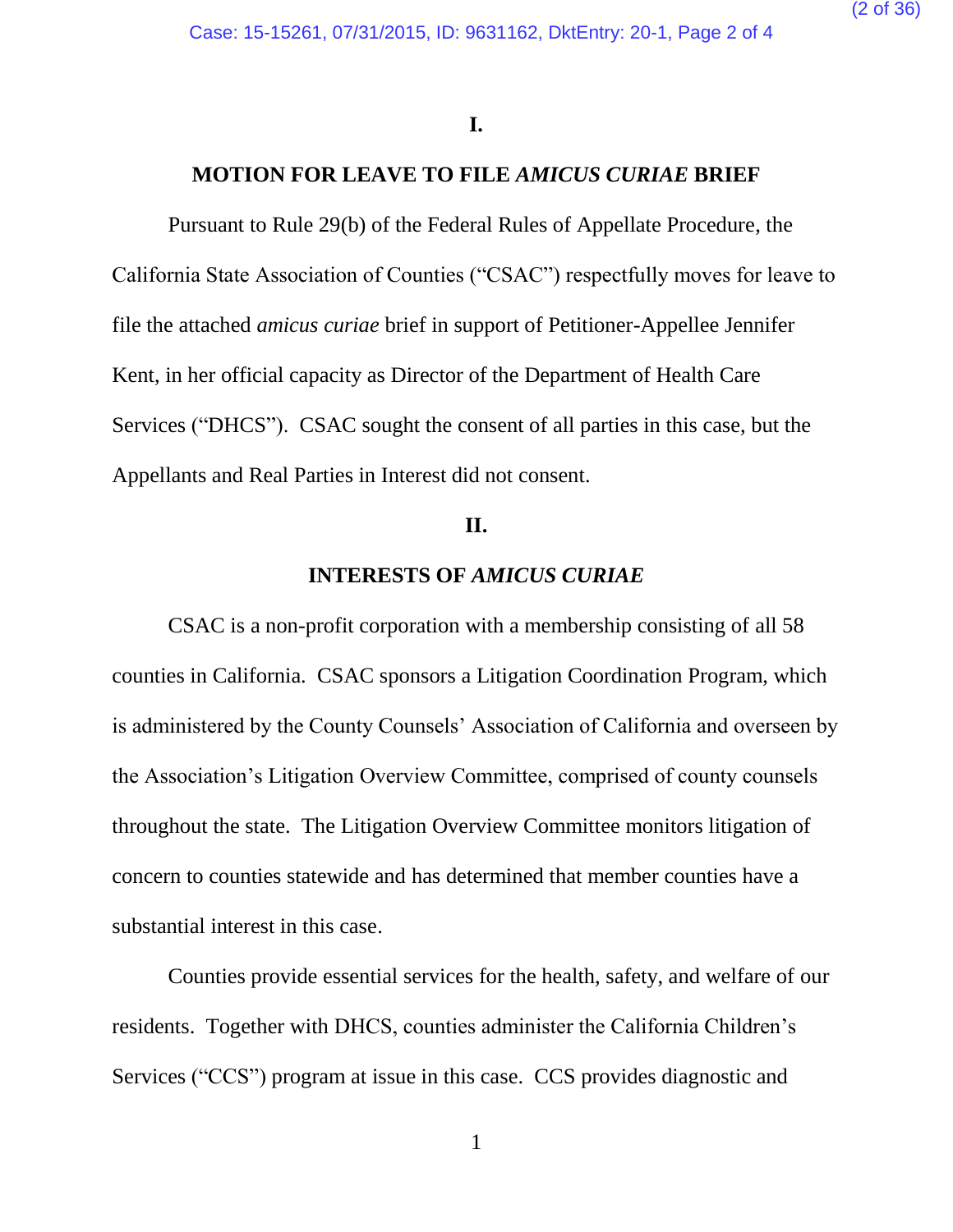## I.

## MOTION FOR LEAVE TO FILE *AMICUS CURIAE* BRIEF

Pursuant to Rule 29(b) of the Federal Rules of Appellate Procedure, the California State Association of Counties ("CSAC") respectfully moves for leave to file the attached *amicus curiae* brief in support of Petitioner-Appellee Jennifer Kent, in her official capacity as Director of the Department of Health Care Services ("DHCS"). CSAC sought the consent of all parties in this case, but the Appellants and Real Parties in Interest did not consent.

## II.

## INTERESTS OF *AMICUS CURIAE*

CSAC is a non-profit corporation with a membership consisting of all 58 counties in California. CSAC sponsors a Litigation Coordination Program, which is administered by the County Counsels' Association of California and overseen by the Association's Litigation Overview Committee, comprised of county counsels throughout the state. The Litigation Overview Committee monitors litigation of concern to counties statewide and has determined that member counties have a substantial interest in this case.

Counties provide essential services for the health, safety, and welfare of our residents. Together with DHCS, counties administer the California Children's Services ("CCS") program at issue in this case. CCS provides diagnostic and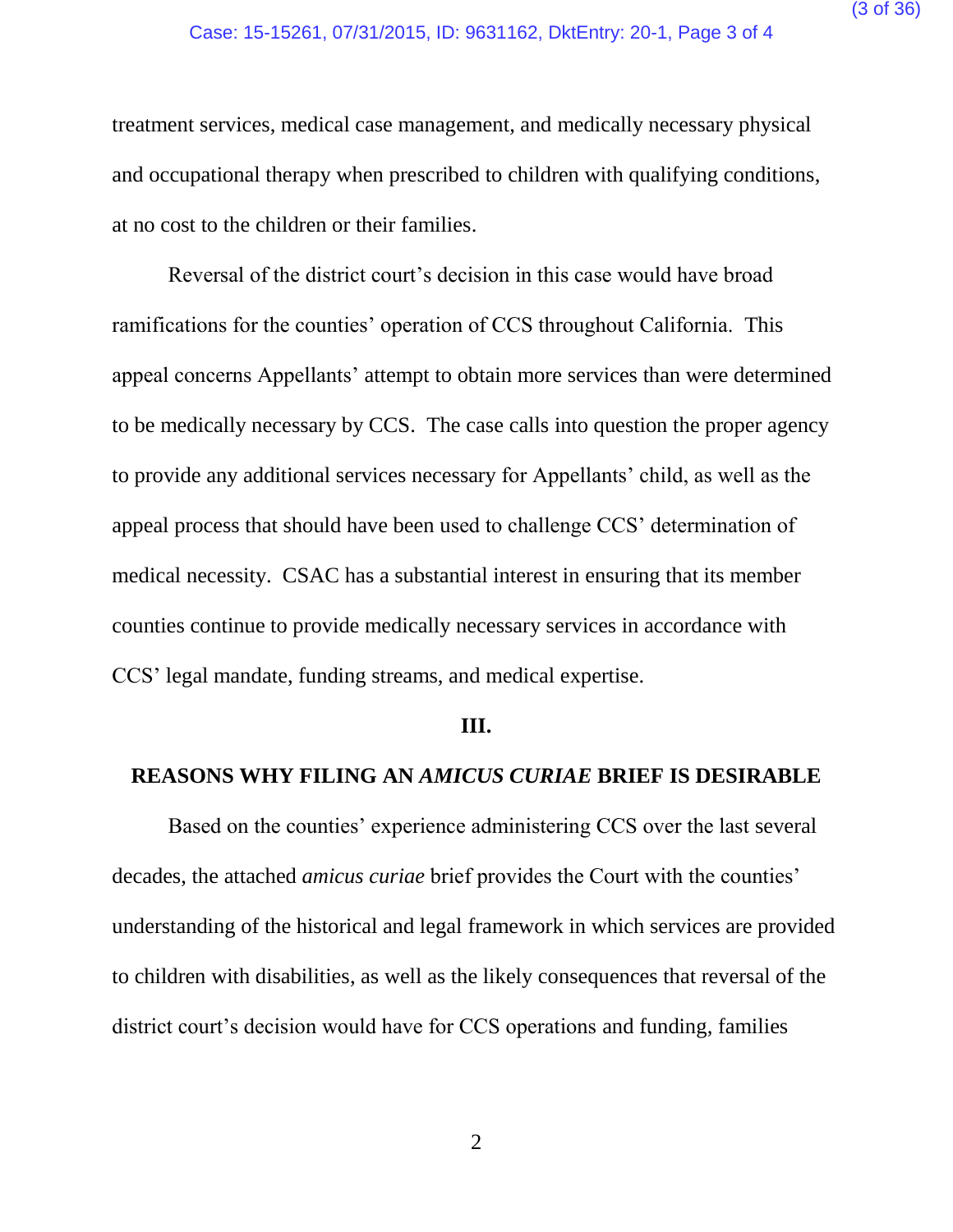treatment services, medical case management, and medically necessary physical and occupational therapy when prescribed to children with qualifying conditions, at no cost to the children or their families.

Reversal of the district court's decision in this case would have broad ramifications for the counties' operation of CCS throughout California. This appeal concerns Appellants' attempt to obtain more services than were determined to be medically necessary by CCS. The case calls into question the proper agency to provide any additional services necessary for Appellants' child, as well as the appeal process that should have been used to challenge CCS' determination of medical necessity. CSAC has a substantial interest in ensuring that its member counties continue to provide medically necessary services in accordance with CCS' legal mandate, funding streams, and medical expertise.

## III.

## REASONS WHY FILING AN *AMICUS CURIAE* BRIEF IS DESIRABLE

Based on the counties' experience administering CCS over the last several decades, the attached *amicus curiae* brief provides the Court with the counties' understanding of the historical and legal framework in which services are provided to children with disabilities, as well as the likely consequences that reversal of the district court's decision would have for CCS operations and funding, families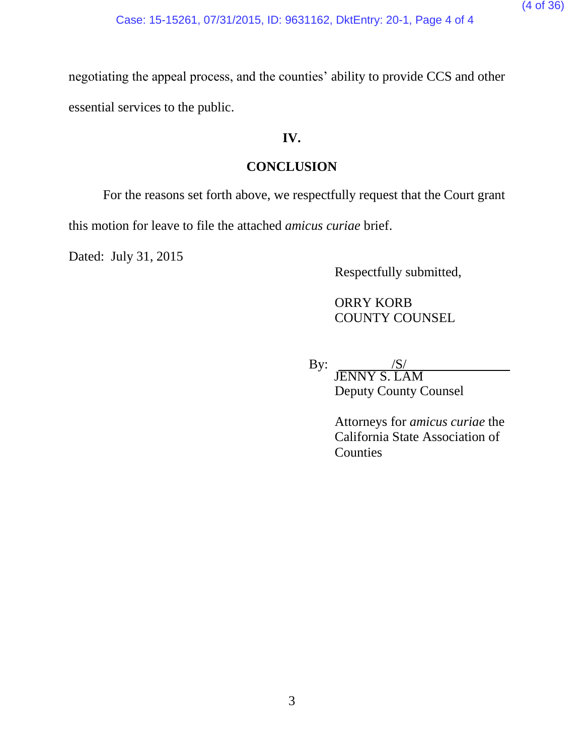negotiating the appeal process, and the counties' ability to provide CCS and other essential services to the public.

## IV.

## CONCLUSION

For the reasons set forth above, we respectfully request that the Court grant this motion for leave to file the attached *amicus curiae* brief.

Dated: July 31, 2015

Respectfully submitted,

ORRY KORB
COUNTY COUNSEL

By: /S/
JENNY S. LAM
Deputy County Counsel

Attorneys for *amicus curiae* the California State Association of Counties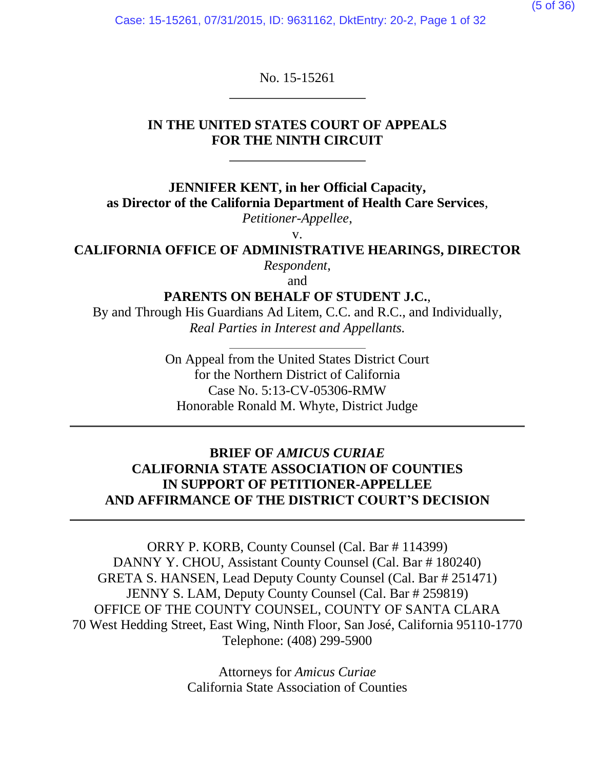No. 15-15261

---

**IN THE UNITED STATES COURT OF APPEALS**
**FOR THE NINTH CIRCUIT**

---

**JENNIFER KENT, in her Official Capacity,**
**as Director of the California Department of Health Care Services**,
*Petitioner-Appellee,*

v.

**CALIFORNIA OFFICE OF ADMINISTRATIVE HEARINGS, DIRECTOR**
*Respondent*,

and

**PARENTS ON BEHALF OF STUDENT J.C.**,
By and Through His Guardians Ad Litem, C.C. and R.C., and Individually,
*Real Parties in Interest and Appellants.*

---

On Appeal from the United States District Court
for the Northern District of California
Case No. 5:13-CV-05306-RMW
Honorable Ronald M. Whyte, District Judge

---

**BRIEF OF *AMICUS CURIAE***
**CALIFORNIA STATE ASSOCIATION OF COUNTIES**
**IN SUPPORT OF PETITIONER-APPELLEE**
**AND AFFIRMANCE OF THE DISTRICT COURT'S DECISION**

---

ORRY P. KORB, County Counsel (Cal. Bar # 114399)
DANNY Y. CHOU, Assistant County Counsel (Cal. Bar # 180240)
GRETA S. HANSEN, Lead Deputy County Counsel (Cal. Bar # 251471)
JENNY S. LAM, Deputy County Counsel (Cal. Bar # 259819)
OFFICE OF THE COUNTY COUNSEL, COUNTY OF SANTA CLARA
70 West Hedding Street, East Wing, Ninth Floor, San José, California 95110-1770
Telephone: (408) 299-5900

Attorneys for *Amicus Curiae*
California State Association of Counties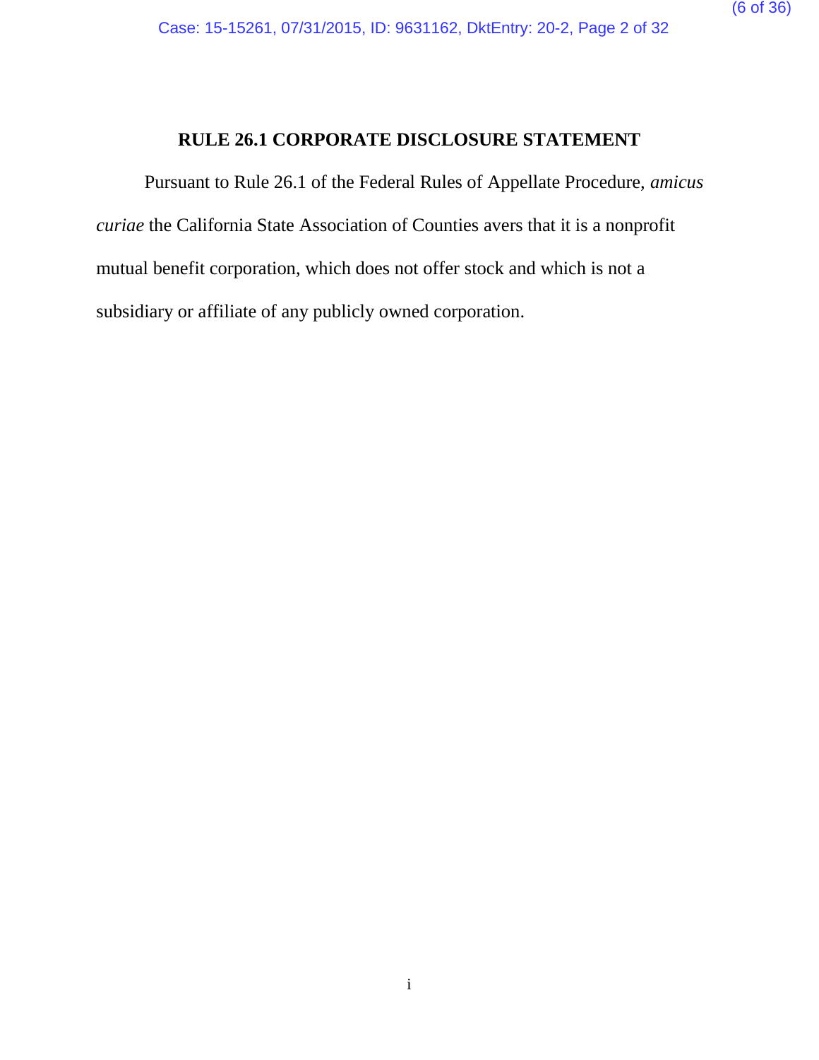## RULE 26.1 CORPORATE DISCLOSURE STATEMENT

Pursuant to Rule 26.1 of the Federal Rules of Appellate Procedure, *amicus curiae* the California State Association of Counties avers that it is a nonprofit mutual benefit corporation, which does not offer stock and which is not a subsidiary or affiliate of any publicly owned corporation.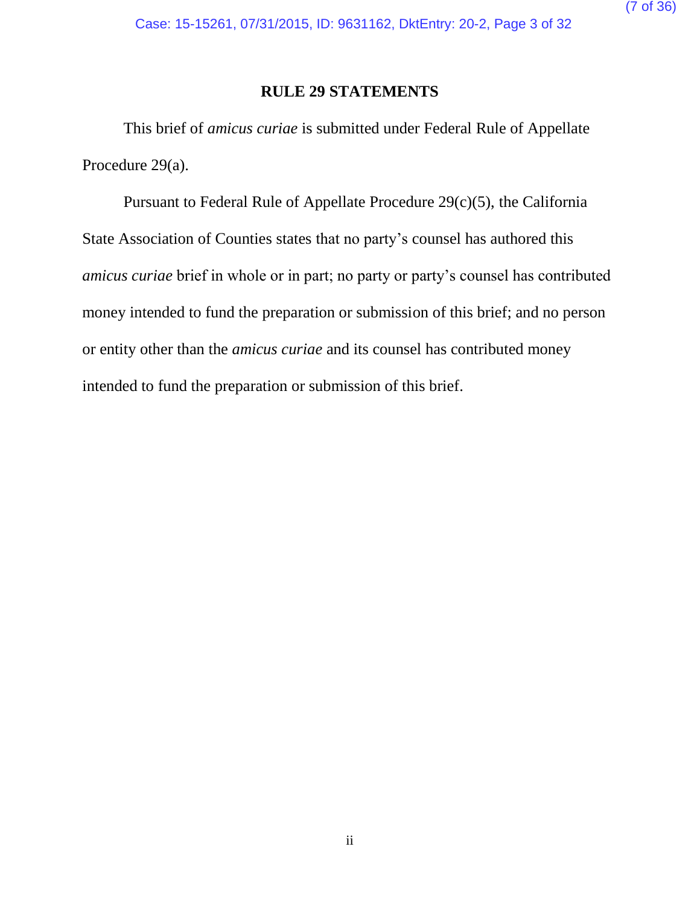## RULE 29 STATEMENTS

This brief of *amicus curiae* is submitted under Federal Rule of Appellate Procedure 29(a).

Pursuant to Federal Rule of Appellate Procedure 29(c)(5), the California State Association of Counties states that no party's counsel has authored this *amicus curiae* brief in whole or in part; no party or party's counsel has contributed money intended to fund the preparation or submission of this brief; and no person or entity other than the *amicus curiae* and its counsel has contributed money intended to fund the preparation or submission of this brief.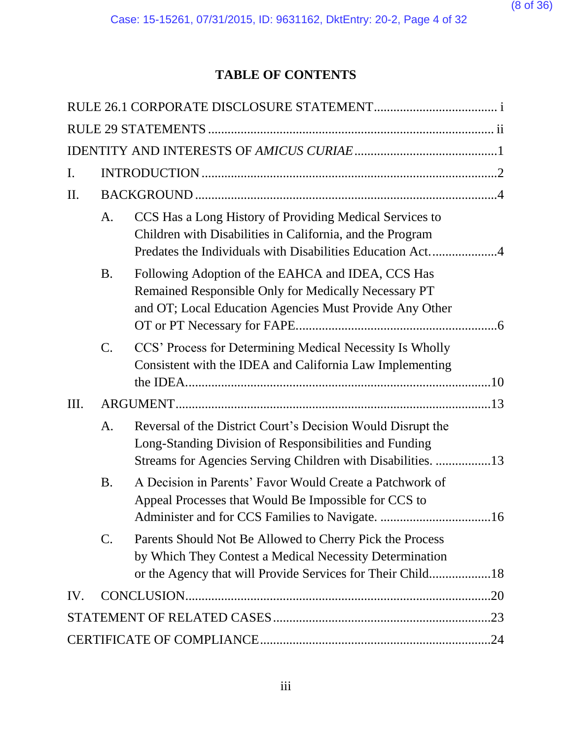# TABLE OF CONTENTS

RULE 26.1 CORPORATE DISCLOSURE STATEMENT ..................................... i

RULE 29 STATEMENTS ....................................................................................... ii

IDENTITY AND INTERESTS OF *AMICUS CURIAE* ............................................1

I. INTRODUCTION ..........................................................................................2

II. BACKGROUND ............................................................................................4

  A. CCS Has a Long History of Providing Medical Services to Children with Disabilities in California, and the Program Predates the Individuals with Disabilities Education Act. ....................4

  B. Following Adoption of the EAHCA and IDEA, CCS Has Remained Responsible Only for Medically Necessary PT and OT; Local Education Agencies Must Provide Any Other OT or PT Necessary for FAPE..............................................................6

  C. CCS' Process for Determining Medical Necessity Is Wholly Consistent with the IDEA and California Law Implementing the IDEA.............................................................................................10

III. ARGUMENT.................................................................................................13

  A. Reversal of the District Court's Decision Would Disrupt the Long-Standing Division of Responsibilities and Funding Streams for Agencies Serving Children with Disabilities. .................13

  B. A Decision in Parents' Favor Would Create a Patchwork of Appeal Processes that Would Be Impossible for CCS to Administer and for CCS Families to Navigate. ..................................16

  C. Parents Should Not Be Allowed to Cherry Pick the Process by Which They Contest a Medical Necessity Determination or the Agency that will Provide Services for Their Child..................18

IV. CONCLUSION.............................................................................................20

STATEMENT OF RELATED CASES ..................................................................23

CERTIFICATE OF COMPLIANCE......................................................................24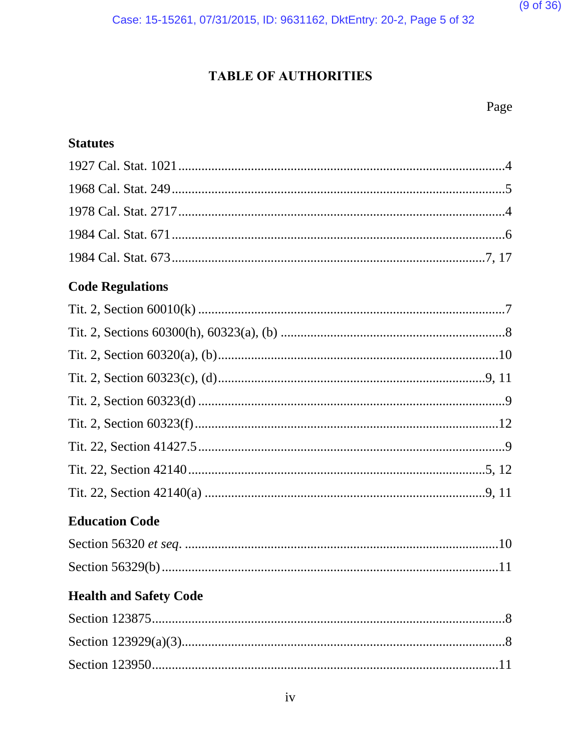# TABLE OF AUTHORITIES

Page

**Statutes**

1927 Cal. Stat. 1021 ....................................................................................................4

1968 Cal. Stat. 249 ......................................................................................................5

1978 Cal. Stat. 2717 ....................................................................................................4

1984 Cal. Stat. 671 ......................................................................................................6

1984 Cal. Stat. 673 ................................................................................................7, 17

**Code Regulations**

Tit. 2, Section 60010(k) ..............................................................................................7

Tit. 2, Sections 60300(h), 60323(a), (b) .....................................................................8

Tit. 2, Section 60320(a), (b).......................................................................................10

Tit. 2, Section 60323(c), (d) ....................................................................................9, 11

Tit. 2, Section 60323(d) ..............................................................................................9

Tit. 2, Section 60323(f) ..............................................................................................12

Tit. 22, Section 41427.5 ..............................................................................................9

Tit. 22, Section 42140 ............................................................................................5, 12

Tit. 22, Section 42140(a) ........................................................................................9, 11

**Education Code**

Section 56320 *et seq*. ..................................................................................................10

Section 56329(b) ........................................................................................................11

**Health and Safety Code**

Section 123875............................................................................................................8

Section 123929(a)(3)....................................................................................................8

Section 123950...........................................................................................................11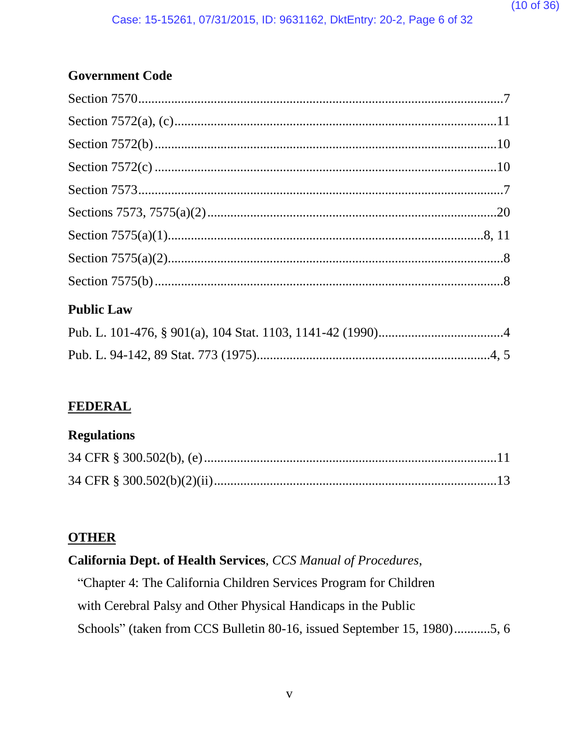**Government Code**

Section 7570...............................................................................................................7

Section 7572(a), (c)...................................................................................................11

Section 7572(b).........................................................................................................10

Section 7572(c) .........................................................................................................10

Section 7573...............................................................................................................7

Sections 7573, 7575(a)(2)........................................................................................20

Section 7575(a)(1)..................................................................................................8, 11

Section 7575(a)(2)......................................................................................................8

Section 7575(b) ..........................................................................................................8

**Public Law**

Pub. L. 101-476, § 901(a), 104 Stat. 1103, 1141-42 (1990)......................................4

Pub. L. 94-142, 89 Stat. 773 (1975)......................................................................4, 5

## FEDERAL

**Regulations**

34 CFR § 300.502(b), (e).........................................................................................11

34 CFR § 300.502(b)(2)(ii)......................................................................................13

## OTHER

**California Dept. of Health Services**, *CCS Manual of Procedures*, "Chapter 4: The California Children Services Program for Children with Cerebral Palsy and Other Physical Handicaps in the Public Schools" (taken from CCS Bulletin 80-16, issued September 15, 1980)...........5, 6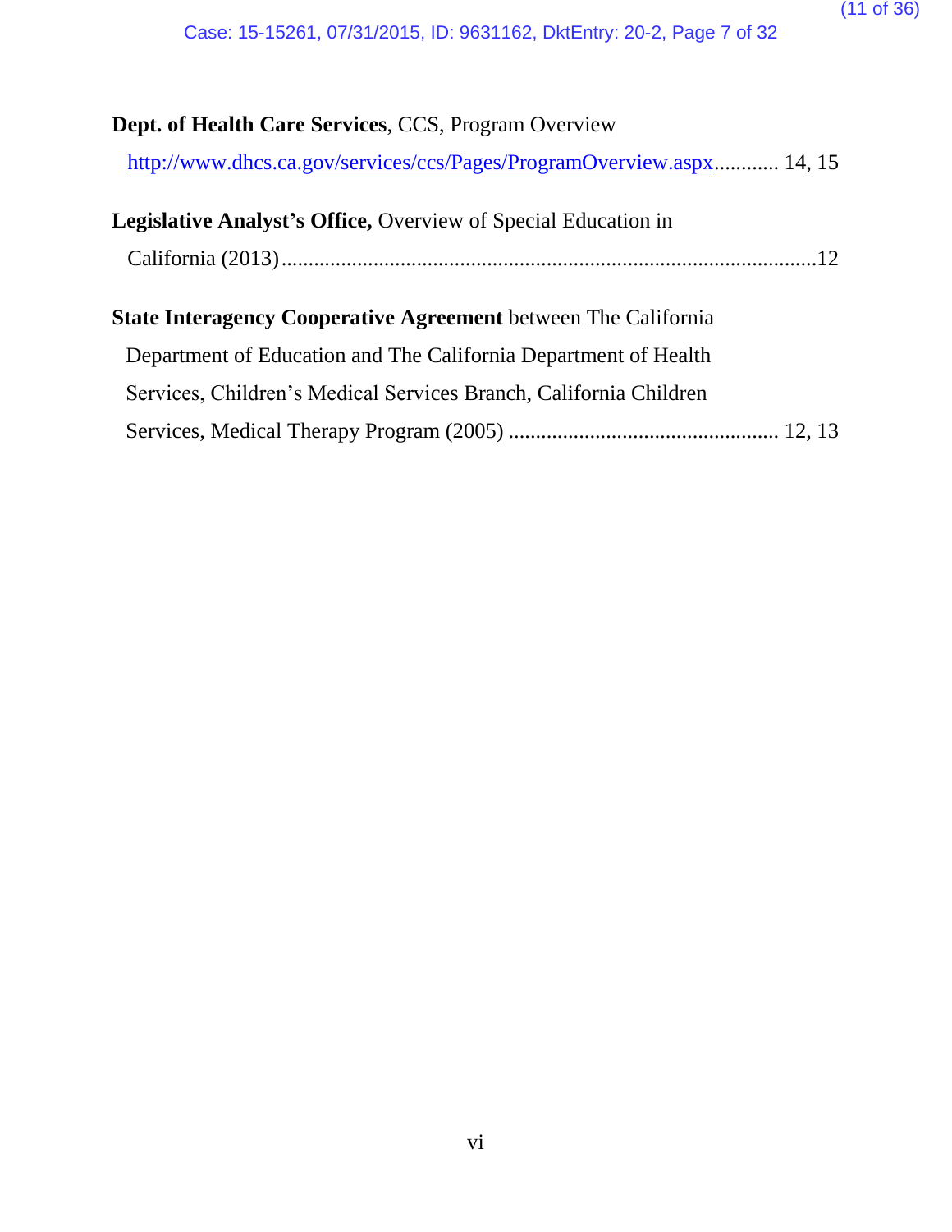**Dept. of Health Care Services**, CCS, Program Overview

http://www.dhcs.ca.gov/services/ccs/Pages/ProgramOverview.aspx............ 14, 15

**Legislative Analyst's Office,** Overview of Special Education in California (2013)..................................................................................................12

**State Interagency Cooperative Agreement** between The California Department of Education and The California Department of Health Services, Children's Medical Services Branch, California Children Services, Medical Therapy Program (2005) ................................................. 12, 13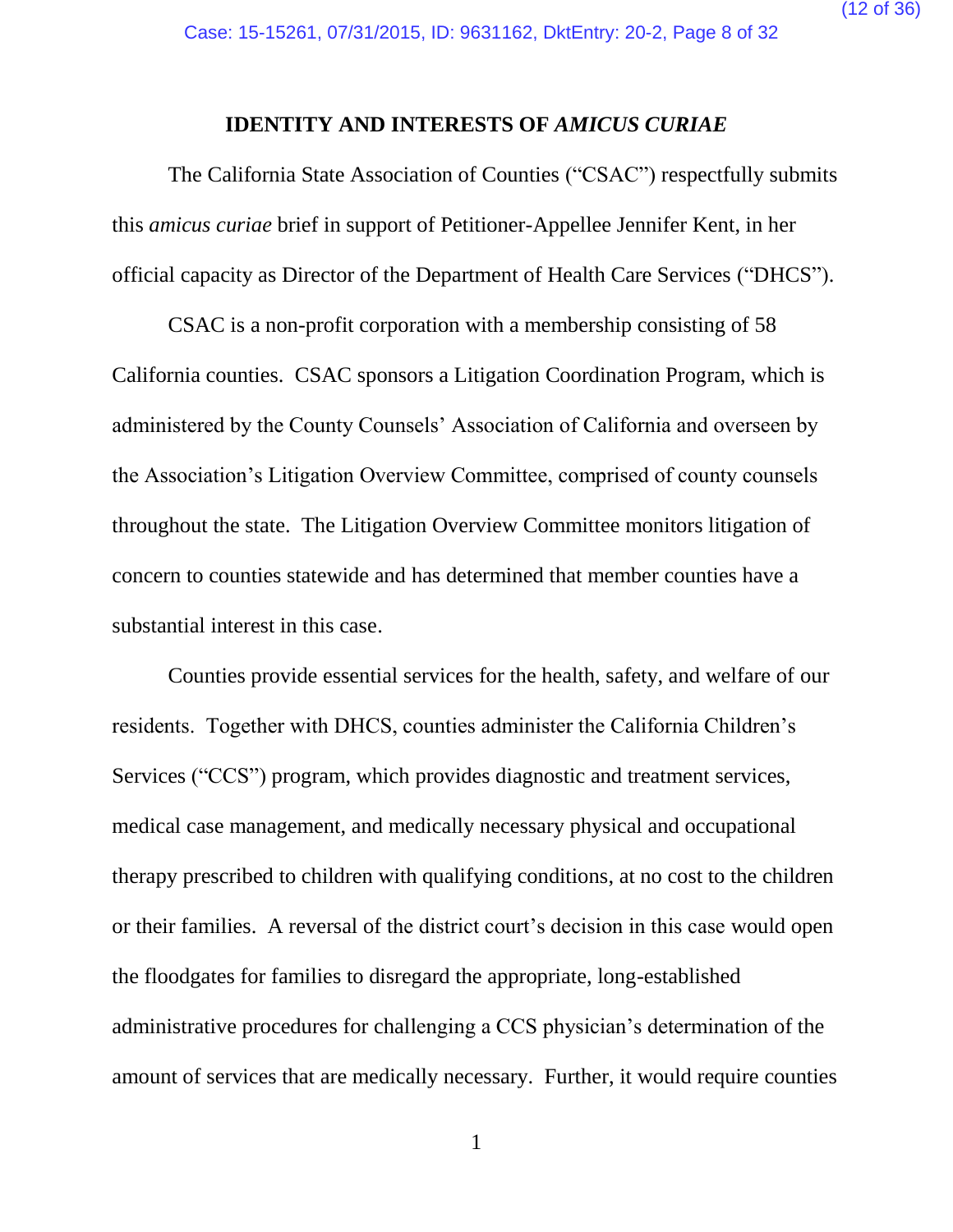## IDENTITY AND INTERESTS OF *AMICUS CURIAE*

The California State Association of Counties ("CSAC") respectfully submits this *amicus curiae* brief in support of Petitioner-Appellee Jennifer Kent, in her official capacity as Director of the Department of Health Care Services ("DHCS").

CSAC is a non-profit corporation with a membership consisting of 58 California counties. CSAC sponsors a Litigation Coordination Program, which is administered by the County Counsels' Association of California and overseen by the Association's Litigation Overview Committee, comprised of county counsels throughout the state. The Litigation Overview Committee monitors litigation of concern to counties statewide and has determined that member counties have a substantial interest in this case.

Counties provide essential services for the health, safety, and welfare of our residents. Together with DHCS, counties administer the California Children's Services ("CCS") program, which provides diagnostic and treatment services, medical case management, and medically necessary physical and occupational therapy prescribed to children with qualifying conditions, at no cost to the children or their families. A reversal of the district court's decision in this case would open the floodgates for families to disregard the appropriate, long-established administrative procedures for challenging a CCS physician's determination of the amount of services that are medically necessary. Further, it would require counties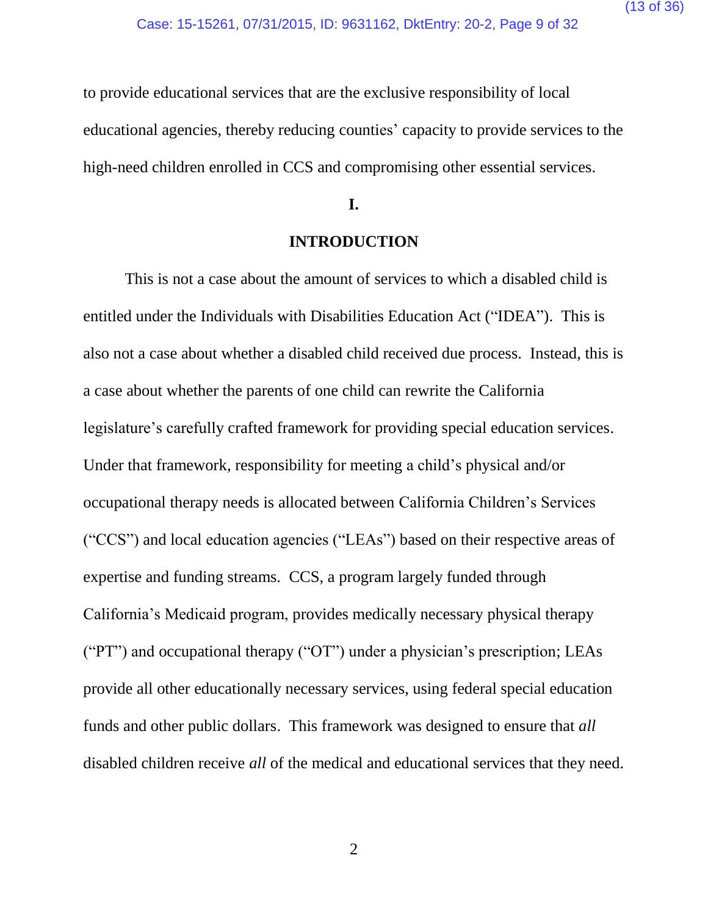to provide educational services that are the exclusive responsibility of local educational agencies, thereby reducing counties' capacity to provide services to the high-need children enrolled in CCS and compromising other essential services.

# I.

# INTRODUCTION

This is not a case about the amount of services to which a disabled child is entitled under the Individuals with Disabilities Education Act ("IDEA"). This is also not a case about whether a disabled child received due process. Instead, this is a case about whether the parents of one child can rewrite the California legislature's carefully crafted framework for providing special education services. Under that framework, responsibility for meeting a child's physical and/or occupational therapy needs is allocated between California Children's Services ("CCS") and local education agencies ("LEAs") based on their respective areas of expertise and funding streams. CCS, a program largely funded through California's Medicaid program, provides medically necessary physical therapy ("PT") and occupational therapy ("OT") under a physician's prescription; LEAs provide all other educationally necessary services, using federal special education funds and other public dollars. This framework was designed to ensure that *all* disabled children receive *all* of the medical and educational services that they need.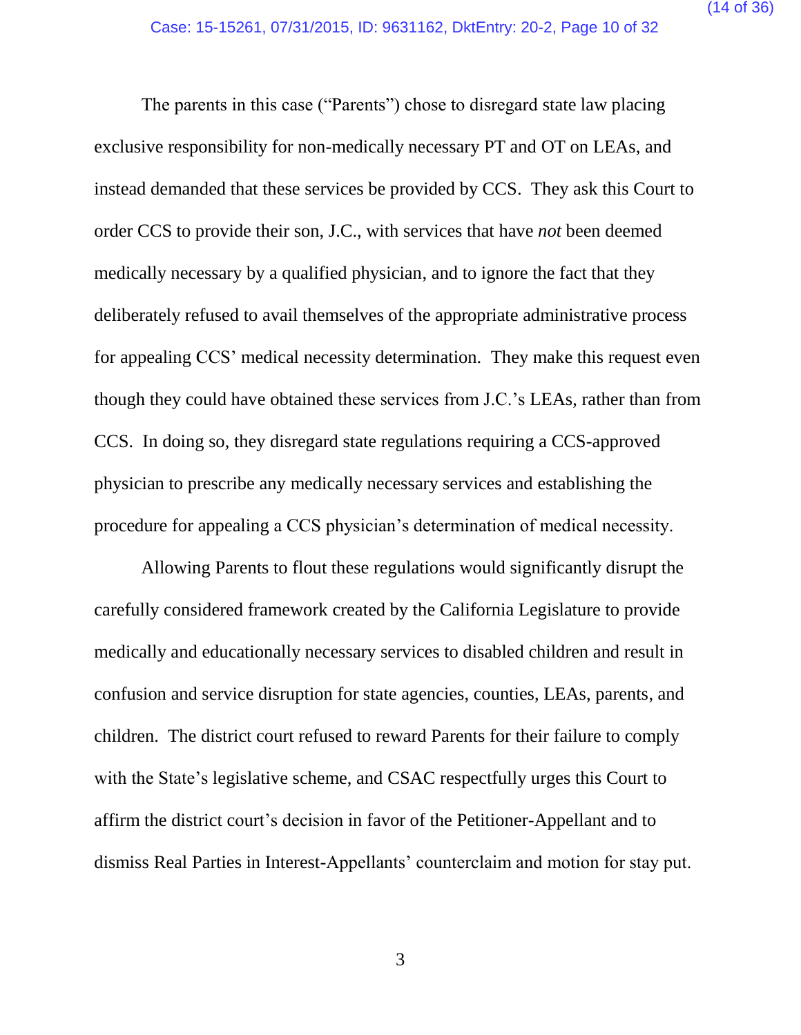The parents in this case ("Parents") chose to disregard state law placing exclusive responsibility for non-medically necessary PT and OT on LEAs, and instead demanded that these services be provided by CCS. They ask this Court to order CCS to provide their son, J.C., with services that have *not* been deemed medically necessary by a qualified physician, and to ignore the fact that they deliberately refused to avail themselves of the appropriate administrative process for appealing CCS' medical necessity determination. They make this request even though they could have obtained these services from J.C.'s LEAs, rather than from CCS. In doing so, they disregard state regulations requiring a CCS-approved physician to prescribe any medically necessary services and establishing the procedure for appealing a CCS physician's determination of medical necessity.

Allowing Parents to flout these regulations would significantly disrupt the carefully considered framework created by the California Legislature to provide medically and educationally necessary services to disabled children and result in confusion and service disruption for state agencies, counties, LEAs, parents, and children. The district court refused to reward Parents for their failure to comply with the State's legislative scheme, and CSAC respectfully urges this Court to affirm the district court's decision in favor of the Petitioner-Appellant and to dismiss Real Parties in Interest-Appellants' counterclaim and motion for stay put.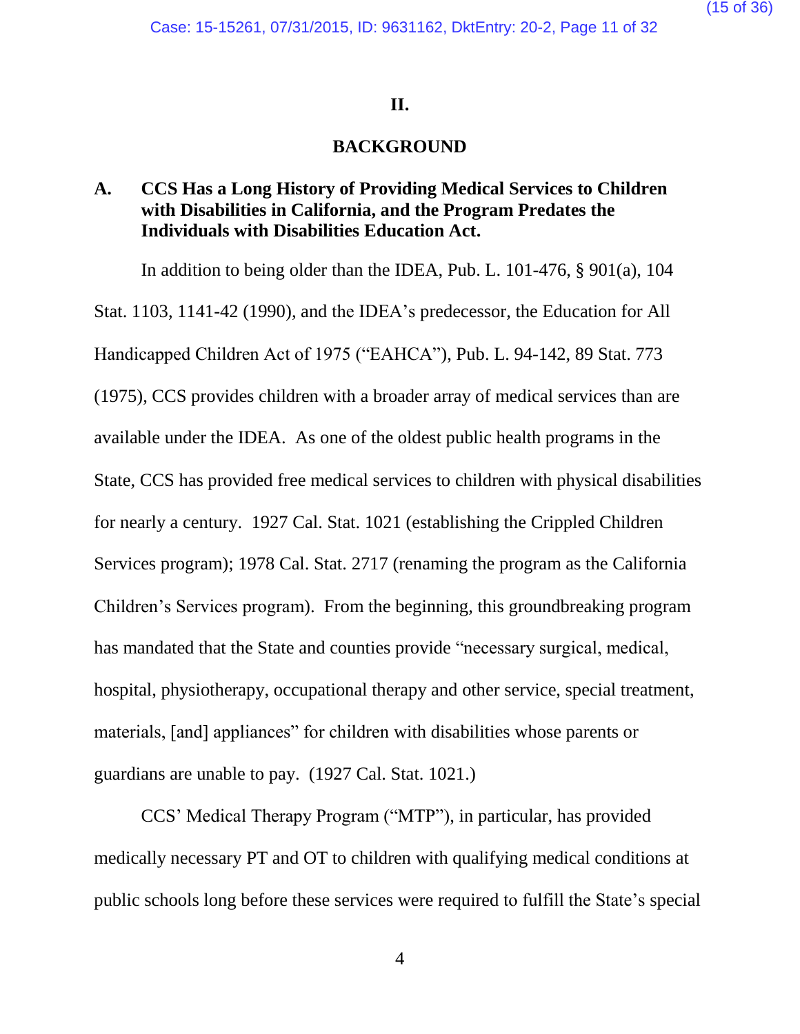## II.

## BACKGROUND

### A. CCS Has a Long History of Providing Medical Services to Children with Disabilities in California, and the Program Predates the Individuals with Disabilities Education Act.

In addition to being older than the IDEA, Pub. L. 101-476, § 901(a), 104 Stat. 1103, 1141-42 (1990), and the IDEA's predecessor, the Education for All Handicapped Children Act of 1975 ("EAHCA"), Pub. L. 94-142, 89 Stat. 773 (1975), CCS provides children with a broader array of medical services than are available under the IDEA. As one of the oldest public health programs in the State, CCS has provided free medical services to children with physical disabilities for nearly a century. 1927 Cal. Stat. 1021 (establishing the Crippled Children Services program); 1978 Cal. Stat. 2717 (renaming the program as the California Children's Services program). From the beginning, this groundbreaking program has mandated that the State and counties provide "necessary surgical, medical, hospital, physiotherapy, occupational therapy and other service, special treatment, materials, [and] appliances" for children with disabilities whose parents or guardians are unable to pay. (1927 Cal. Stat. 1021.)

CCS' Medical Therapy Program ("MTP"), in particular, has provided medically necessary PT and OT to children with qualifying medical conditions at public schools long before these services were required to fulfill the State's special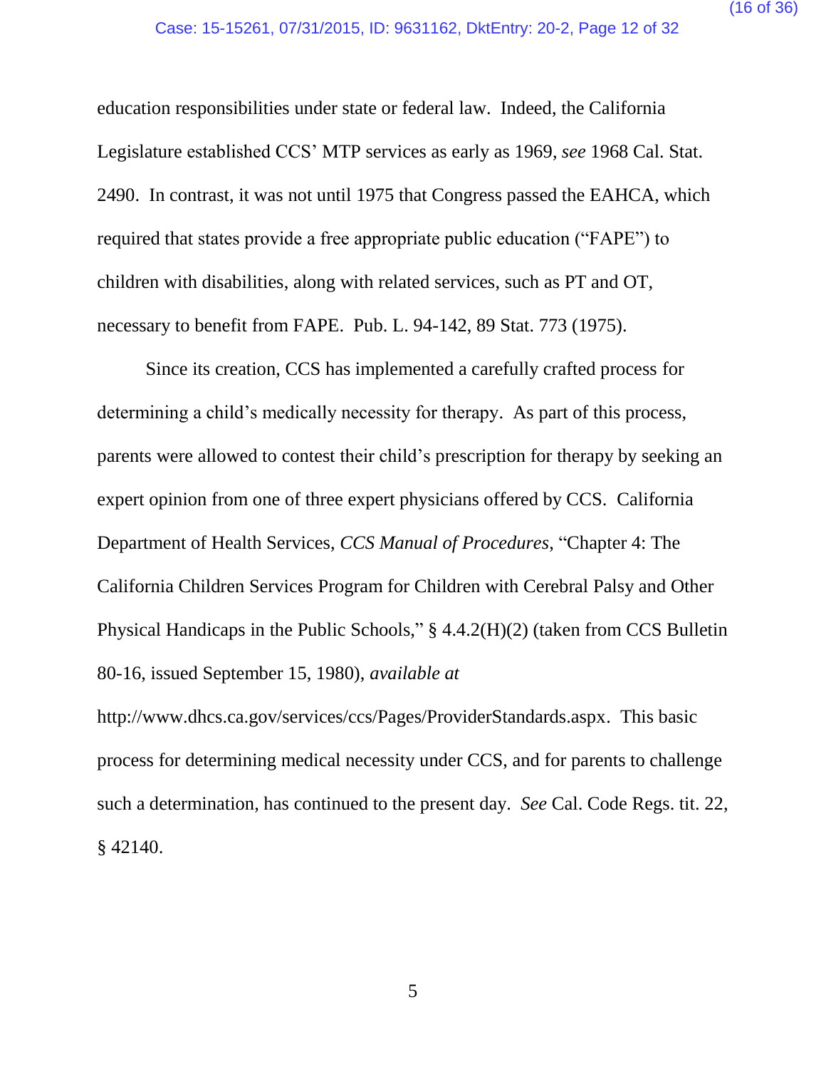education responsibilities under state or federal law. Indeed, the California Legislature established CCS' MTP services as early as 1969, *see* 1968 Cal. Stat. 2490. In contrast, it was not until 1975 that Congress passed the EAHCA, which required that states provide a free appropriate public education ("FAPE") to children with disabilities, along with related services, such as PT and OT, necessary to benefit from FAPE. Pub. L. 94-142, 89 Stat. 773 (1975).

Since its creation, CCS has implemented a carefully crafted process for determining a child's medically necessity for therapy. As part of this process, parents were allowed to contest their child's prescription for therapy by seeking an expert opinion from one of three expert physicians offered by CCS. California Department of Health Services, *CCS Manual of Procedures*, "Chapter 4: The California Children Services Program for Children with Cerebral Palsy and Other Physical Handicaps in the Public Schools," § 4.4.2(H)(2) (taken from CCS Bulletin 80-16, issued September 15, 1980), *available at* http://www.dhcs.ca.gov/services/ccs/Pages/ProviderStandards.aspx. This basic process for determining medical necessity under CCS, and for parents to challenge such a determination, has continued to the present day. *See* Cal. Code Regs. tit. 22, § 42140.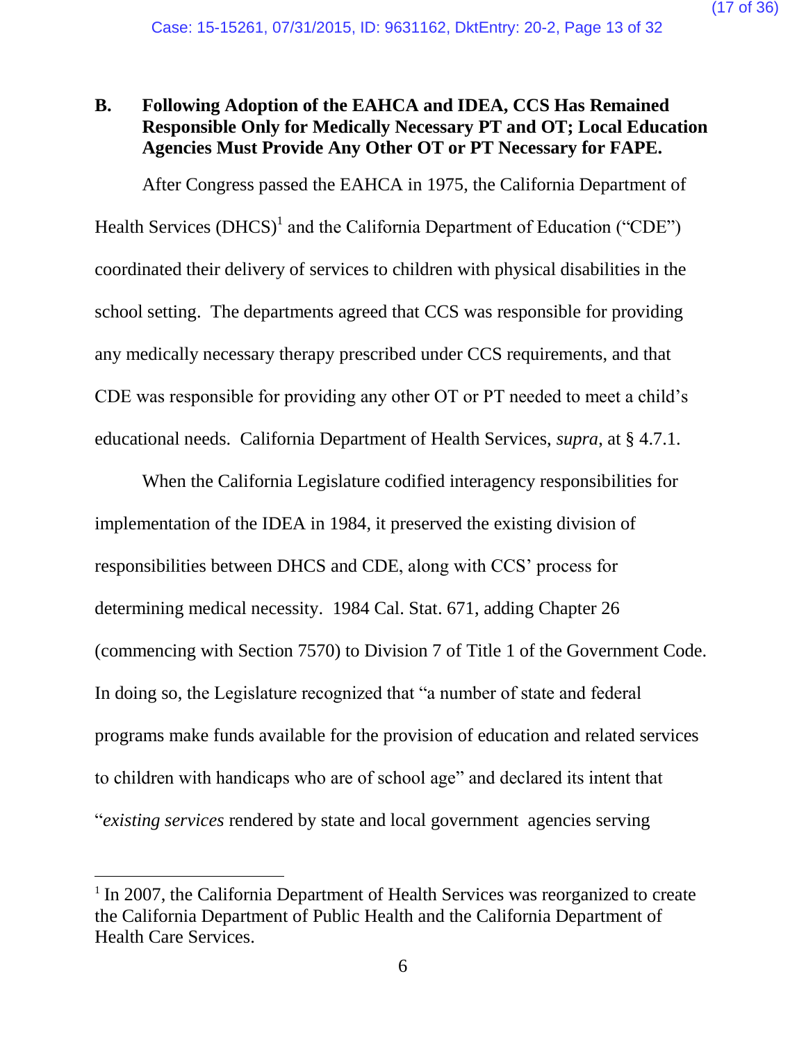### B. Following Adoption of the EAHCA and IDEA, CCS Has Remained Responsible Only for Medically Necessary PT and OT; Local Education Agencies Must Provide Any Other OT or PT Necessary for FAPE.

After Congress passed the EAHCA in 1975, the California Department of Health Services (DHCS)[1] and the California Department of Education ("CDE") coordinated their delivery of services to children with physical disabilities in the school setting. The departments agreed that CCS was responsible for providing any medically necessary therapy prescribed under CCS requirements, and that CDE was responsible for providing any other OT or PT needed to meet a child's educational needs. California Department of Health Services, *supra*, at § 4.7.1.

When the California Legislature codified interagency responsibilities for implementation of the IDEA in 1984, it preserved the existing division of responsibilities between DHCS and CDE, along with CCS' process for determining medical necessity. 1984 Cal. Stat. 671, adding Chapter 26 (commencing with Section 7570) to Division 7 of Title 1 of the Government Code. In doing so, the Legislature recognized that "a number of state and federal programs make funds available for the provision of education and related services to children with handicaps who are of school age" and declared its intent that "*existing services* rendered by state and local government agencies serving

---

[1] In 2007, the California Department of Health Services was reorganized to create the California Department of Public Health and the California Department of Health Care Services.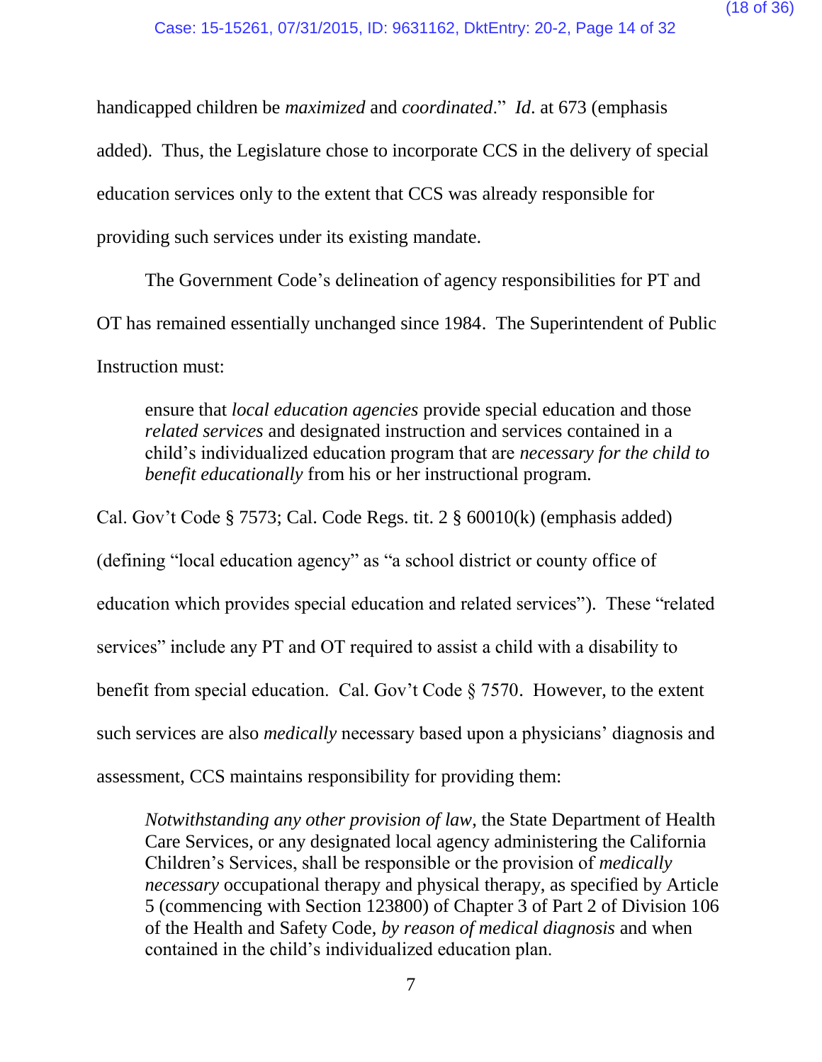handicapped children be *maximized* and *coordinated*." *Id*. at 673 (emphasis added). Thus, the Legislature chose to incorporate CCS in the delivery of special education services only to the extent that CCS was already responsible for providing such services under its existing mandate.

The Government Code's delineation of agency responsibilities for PT and OT has remained essentially unchanged since 1984. The Superintendent of Public Instruction must:

> ensure that *local education agencies* provide special education and those *related services* and designated instruction and services contained in a child's individualized education program that are *necessary for the child to benefit educationally* from his or her instructional program.

Cal. Gov't Code § 7573; Cal. Code Regs. tit. 2 § 60010(k) (emphasis added) (defining "local education agency" as "a school district or county office of education which provides special education and related services"). These "related services" include any PT and OT required to assist a child with a disability to benefit from special education. Cal. Gov't Code § 7570. However, to the extent such services are also *medically* necessary based upon a physicians' diagnosis and assessment, CCS maintains responsibility for providing them:

> *Notwithstanding any other provision of law*, the State Department of Health Care Services, or any designated local agency administering the California Children's Services, shall be responsible or the provision of *medically necessary* occupational therapy and physical therapy, as specified by Article 5 (commencing with Section 123800) of Chapter 3 of Part 2 of Division 106 of the Health and Safety Code, *by reason of medical diagnosis* and when contained in the child's individualized education plan.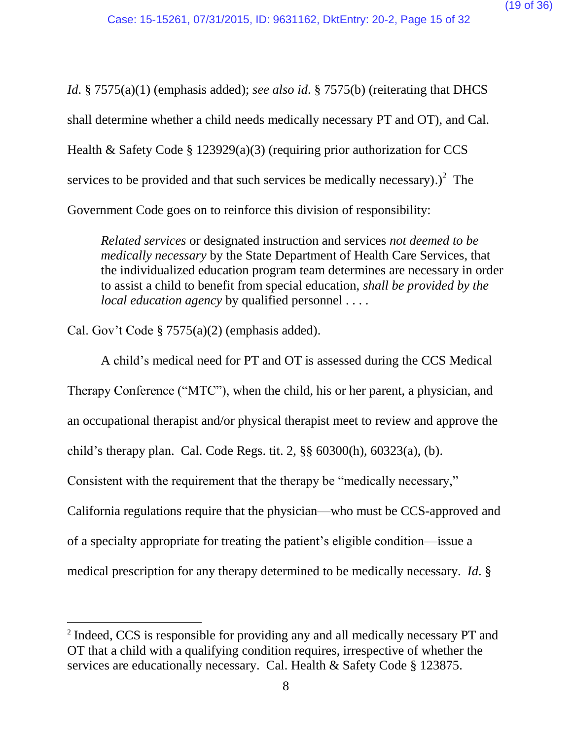*Id.* § 7575(a)(1) (emphasis added); *see also id.* § 7575(b) (reiterating that DHCS shall determine whether a child needs medically necessary PT and OT), and Cal. Health & Safety Code § 123929(a)(3) (requiring prior authorization for CCS services to be provided and that such services be medically necessary).)[2] The Government Code goes on to reinforce this division of responsibility:

> *Related services* or designated instruction and services *not deemed to be medically necessary* by the State Department of Health Care Services, that the individualized education program team determines are necessary in order to assist a child to benefit from special education, *shall be provided by the local education agency* by qualified personnel . . . .

Cal. Gov't Code § 7575(a)(2) (emphasis added).

A child's medical need for PT and OT is assessed during the CCS Medical Therapy Conference ("MTC"), when the child, his or her parent, a physician, and an occupational therapist and/or physical therapist meet to review and approve the child's therapy plan. Cal. Code Regs. tit. 2, §§ 60300(h), 60323(a), (b). Consistent with the requirement that the therapy be "medically necessary," California regulations require that the physician—who must be CCS-approved and of a specialty appropriate for treating the patient's eligible condition—issue a medical prescription for any therapy determined to be medically necessary. *Id.* §

[2] Indeed, CCS is responsible for providing any and all medically necessary PT and OT that a child with a qualifying condition requires, irrespective of whether the services are educationally necessary. Cal. Health & Safety Code § 123875.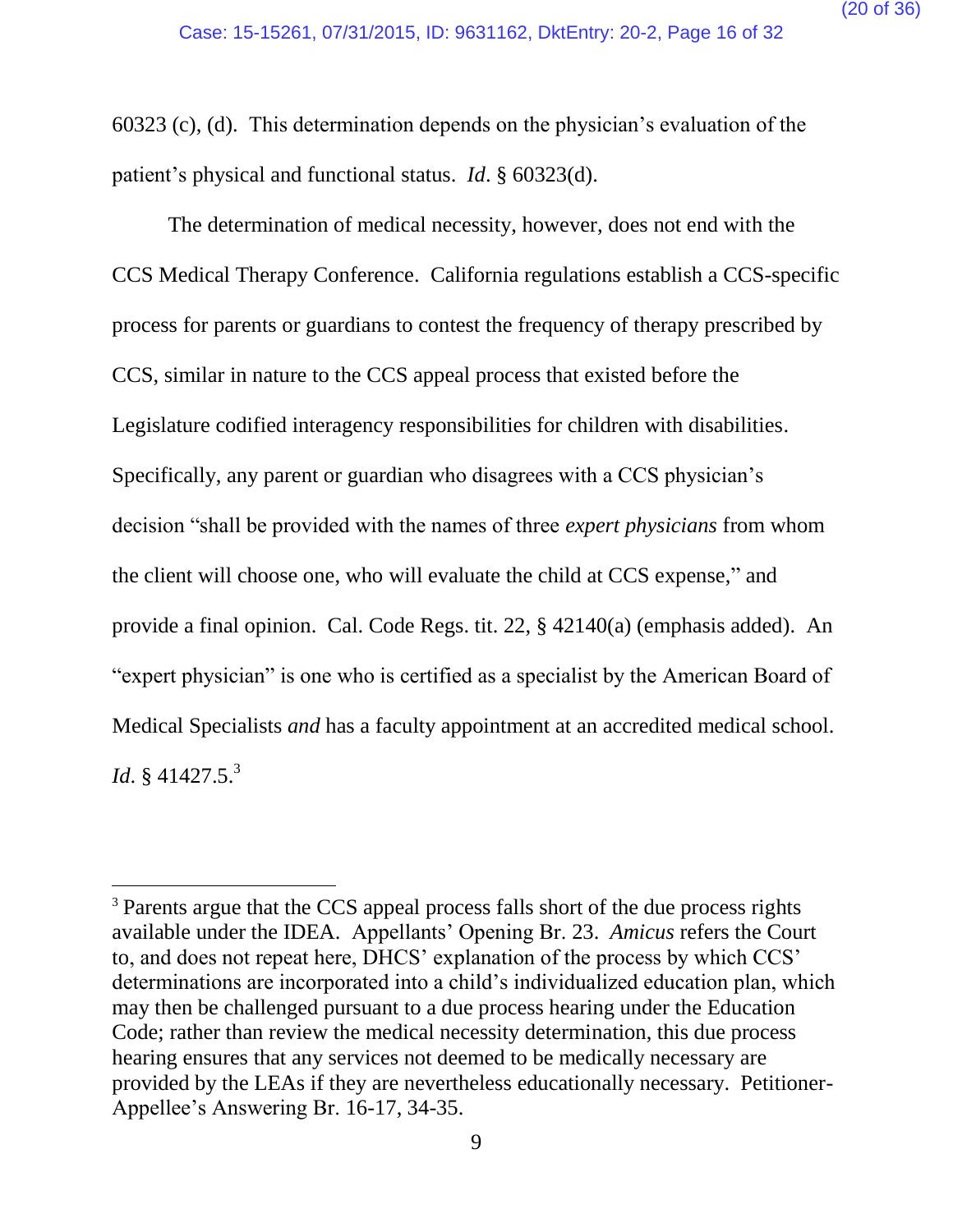60323 (c), (d). This determination depends on the physician's evaluation of the patient's physical and functional status. *Id*. § 60323(d).

The determination of medical necessity, however, does not end with the CCS Medical Therapy Conference. California regulations establish a CCS-specific process for parents or guardians to contest the frequency of therapy prescribed by CCS, similar in nature to the CCS appeal process that existed before the Legislature codified interagency responsibilities for children with disabilities. Specifically, any parent or guardian who disagrees with a CCS physician's decision "shall be provided with the names of three *expert physicians* from whom the client will choose one, who will evaluate the child at CCS expense," and provide a final opinion. Cal. Code Regs. tit. 22, § 42140(a) (emphasis added). An "expert physician" is one who is certified as a specialist by the American Board of Medical Specialists *and* has a faculty appointment at an accredited medical school. *Id*. § 41427.5.[3]

---

[3] Parents argue that the CCS appeal process falls short of the due process rights available under the IDEA. Appellants' Opening Br. 23. *Amicus* refers the Court to, and does not repeat here, DHCS' explanation of the process by which CCS' determinations are incorporated into a child's individualized education plan, which may then be challenged pursuant to a due process hearing under the Education Code; rather than review the medical necessity determination, this due process hearing ensures that any services not deemed to be medically necessary are provided by the LEAs if they are nevertheless educationally necessary. Petitioner-Appellee's Answering Br. 16-17, 34-35.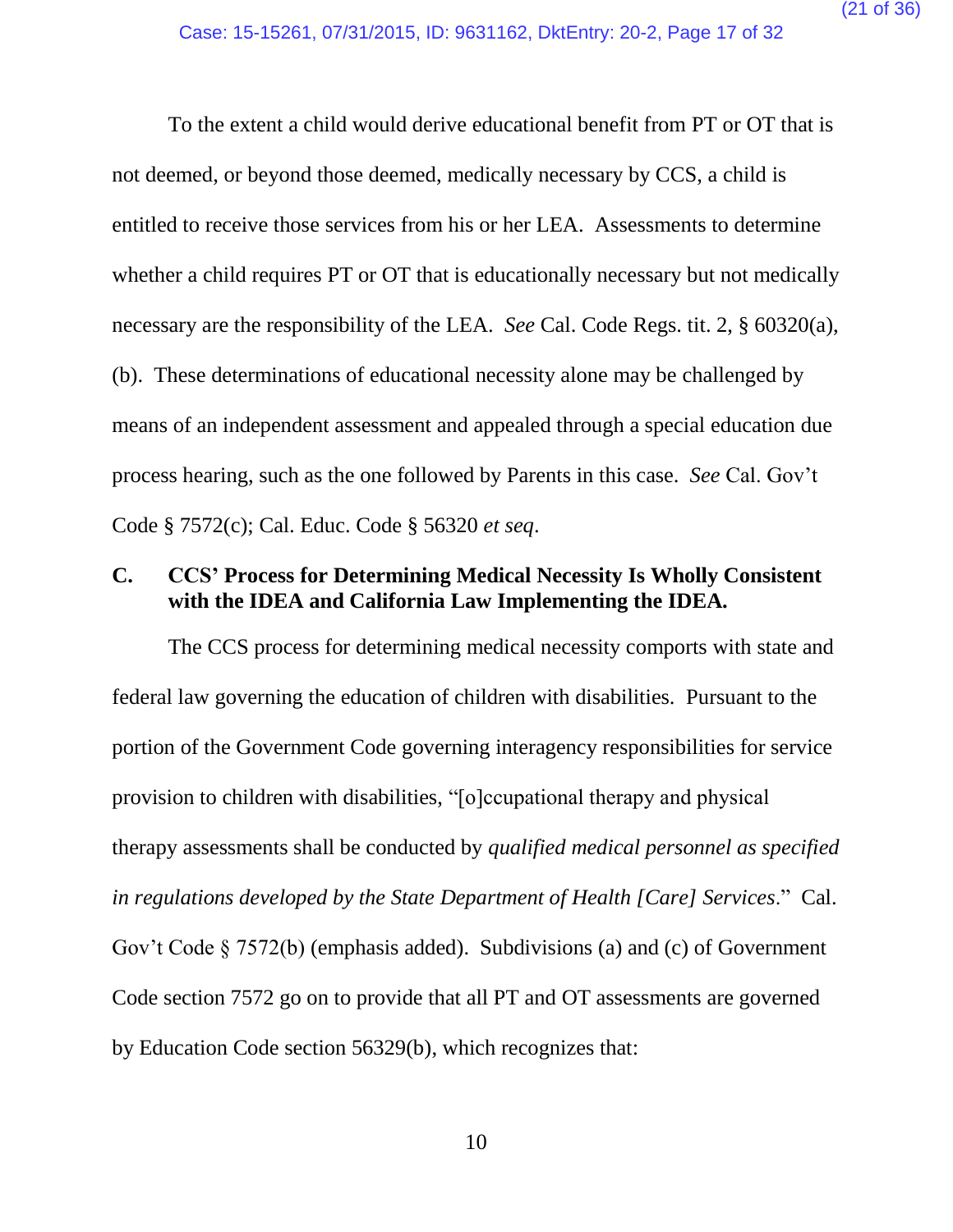To the extent a child would derive educational benefit from PT or OT that is not deemed, or beyond those deemed, medically necessary by CCS, a child is entitled to receive those services from his or her LEA. Assessments to determine whether a child requires PT or OT that is educationally necessary but not medically necessary are the responsibility of the LEA. *See* Cal. Code Regs. tit. 2, § 60320(a), (b). These determinations of educational necessity alone may be challenged by means of an independent assessment and appealed through a special education due process hearing, such as the one followed by Parents in this case. *See* Cal. Gov't Code § 7572(c); Cal. Educ. Code § 56320 *et seq*.

### C. CCS' Process for Determining Medical Necessity Is Wholly Consistent with the IDEA and California Law Implementing the IDEA.

The CCS process for determining medical necessity comports with state and federal law governing the education of children with disabilities. Pursuant to the portion of the Government Code governing interagency responsibilities for service provision to children with disabilities, "[o]ccupational therapy and physical therapy assessments shall be conducted by *qualified medical personnel as specified in regulations developed by the State Department of Health [Care] Services*." Cal. Gov't Code § 7572(b) (emphasis added). Subdivisions (a) and (c) of Government Code section 7572 go on to provide that all PT and OT assessments are governed by Education Code section 56329(b), which recognizes that: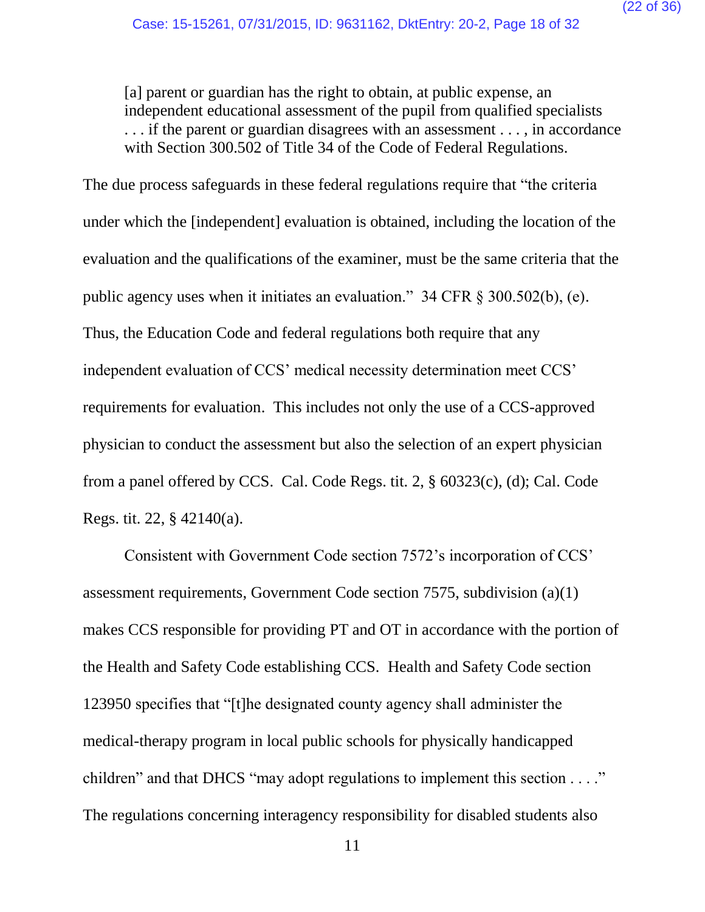> [a] parent or guardian has the right to obtain, at public expense, an independent educational assessment of the pupil from qualified specialists . . . if the parent or guardian disagrees with an assessment . . . , in accordance with Section 300.502 of Title 34 of the Code of Federal Regulations.

The due process safeguards in these federal regulations require that "the criteria under which the [independent] evaluation is obtained, including the location of the evaluation and the qualifications of the examiner, must be the same criteria that the public agency uses when it initiates an evaluation." 34 CFR § 300.502(b), (e). Thus, the Education Code and federal regulations both require that any independent evaluation of CCS' medical necessity determination meet CCS' requirements for evaluation. This includes not only the use of a CCS-approved physician to conduct the assessment but also the selection of an expert physician from a panel offered by CCS. Cal. Code Regs. tit. 2, § 60323(c), (d); Cal. Code Regs. tit. 22, § 42140(a).

Consistent with Government Code section 7572's incorporation of CCS' assessment requirements, Government Code section 7575, subdivision (a)(1) makes CCS responsible for providing PT and OT in accordance with the portion of the Health and Safety Code establishing CCS. Health and Safety Code section 123950 specifies that "[t]he designated county agency shall administer the medical-therapy program in local public schools for physically handicapped children" and that DHCS "may adopt regulations to implement this section . . . ." The regulations concerning interagency responsibility for disabled students also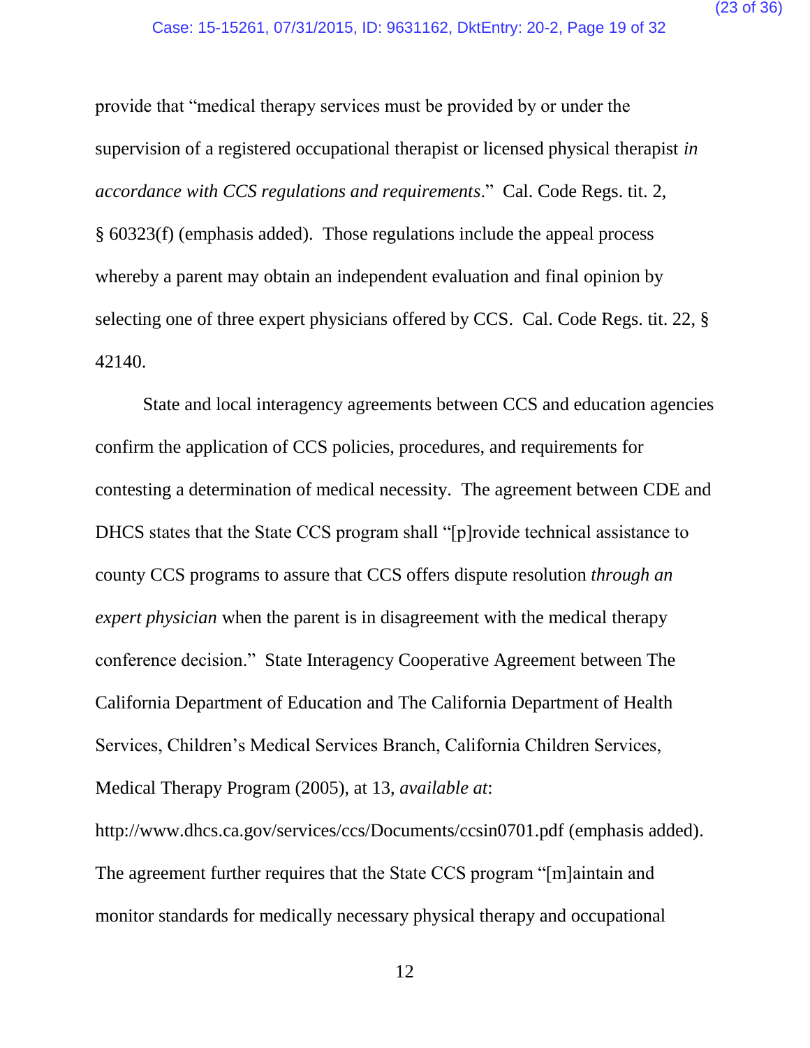provide that "medical therapy services must be provided by or under the supervision of a registered occupational therapist or licensed physical therapist *in accordance with CCS regulations and requirements*." Cal. Code Regs. tit. 2, § 60323(f) (emphasis added). Those regulations include the appeal process whereby a parent may obtain an independent evaluation and final opinion by selecting one of three expert physicians offered by CCS. Cal. Code Regs. tit. 22, § 42140.

State and local interagency agreements between CCS and education agencies confirm the application of CCS policies, procedures, and requirements for contesting a determination of medical necessity. The agreement between CDE and DHCS states that the State CCS program shall "[p]rovide technical assistance to county CCS programs to assure that CCS offers dispute resolution *through an expert physician* when the parent is in disagreement with the medical therapy conference decision." State Interagency Cooperative Agreement between The California Department of Education and The California Department of Health Services, Children's Medical Services Branch, California Children Services, Medical Therapy Program (2005), at 13, *available at*: http://www.dhcs.ca.gov/services/ccs/Documents/ccsin0701.pdf (emphasis added). The agreement further requires that the State CCS program "[m]aintain and monitor standards for medically necessary physical therapy and occupational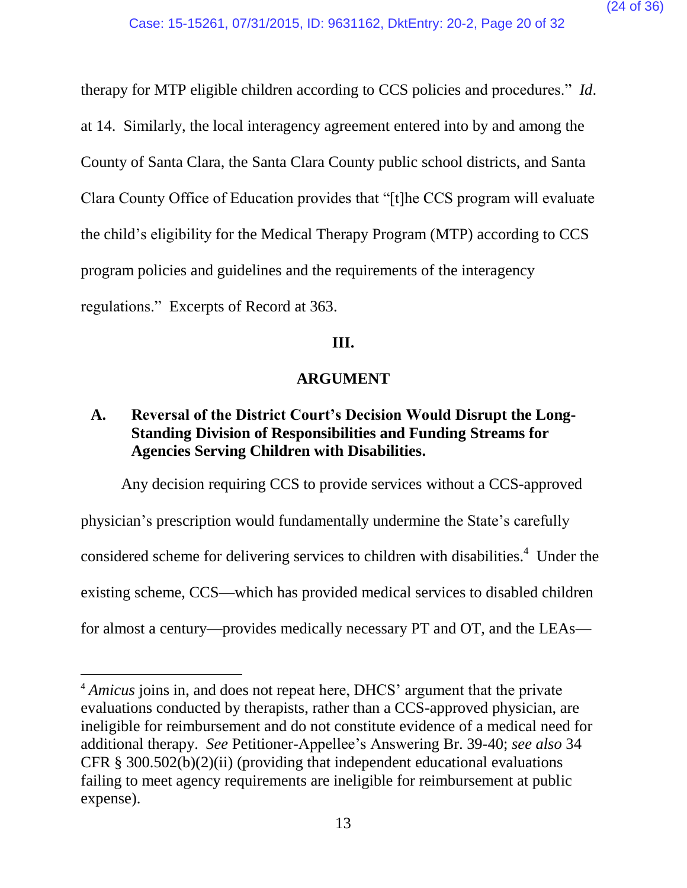therapy for MTP eligible children according to CCS policies and procedures." *Id*. at 14. Similarly, the local interagency agreement entered into by and among the County of Santa Clara, the Santa Clara County public school districts, and Santa Clara County Office of Education provides that "[t]he CCS program will evaluate the child's eligibility for the Medical Therapy Program (MTP) according to CCS program policies and guidelines and the requirements of the interagency regulations." Excerpts of Record at 363.

## III.

## ARGUMENT

### A. Reversal of the District Court's Decision Would Disrupt the Long-Standing Division of Responsibilities and Funding Streams for Agencies Serving Children with Disabilities.

Any decision requiring CCS to provide services without a CCS-approved physician's prescription would fundamentally undermine the State's carefully considered scheme for delivering services to children with disabilities.[4] Under the existing scheme, CCS—which has provided medical services to disabled children for almost a century—provides medically necessary PT and OT, and the LEAs—

[4] *Amicus* joins in, and does not repeat here, DHCS' argument that the private evaluations conducted by therapists, rather than a CCS-approved physician, are ineligible for reimbursement and do not constitute evidence of a medical need for additional therapy. *See* Petitioner-Appellee's Answering Br. 39-40; *see also* 34 CFR § 300.502(b)(2)(ii) (providing that independent educational evaluations failing to meet agency requirements are ineligible for reimbursement at public expense).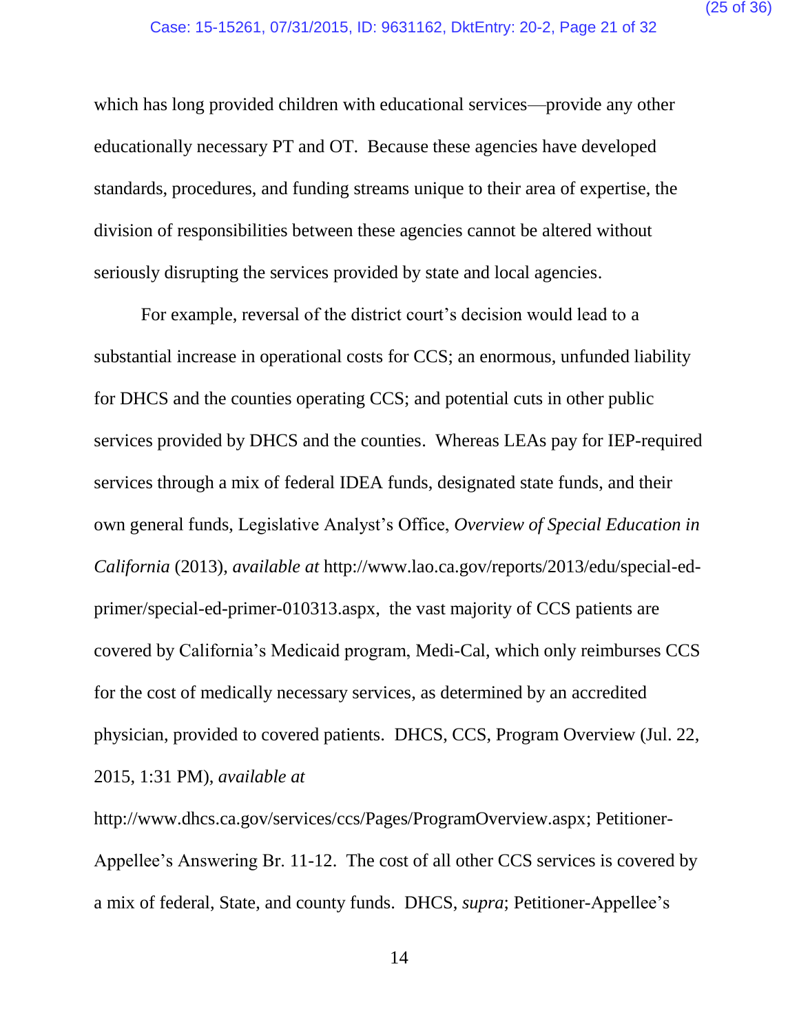which has long provided children with educational services—provide any other educationally necessary PT and OT. Because these agencies have developed standards, procedures, and funding streams unique to their area of expertise, the division of responsibilities between these agencies cannot be altered without seriously disrupting the services provided by state and local agencies.

For example, reversal of the district court's decision would lead to a substantial increase in operational costs for CCS; an enormous, unfunded liability for DHCS and the counties operating CCS; and potential cuts in other public services provided by DHCS and the counties. Whereas LEAs pay for IEP-required services through a mix of federal IDEA funds, designated state funds, and their own general funds, Legislative Analyst's Office, *Overview of Special Education in California* (2013), *available at* http://www.lao.ca.gov/reports/2013/edu/special-ed-primer/special-ed-primer-010313.aspx, the vast majority of CCS patients are covered by California's Medicaid program, Medi-Cal, which only reimburses CCS for the cost of medically necessary services, as determined by an accredited physician, provided to covered patients. DHCS, CCS, Program Overview (Jul. 22, 2015, 1:31 PM), *available at* http://www.dhcs.ca.gov/services/ccs/Pages/ProgramOverview.aspx; Petitioner-Appellee's Answering Br. 11-12. The cost of all other CCS services is covered by a mix of federal, State, and county funds. DHCS, *supra*; Petitioner-Appellee's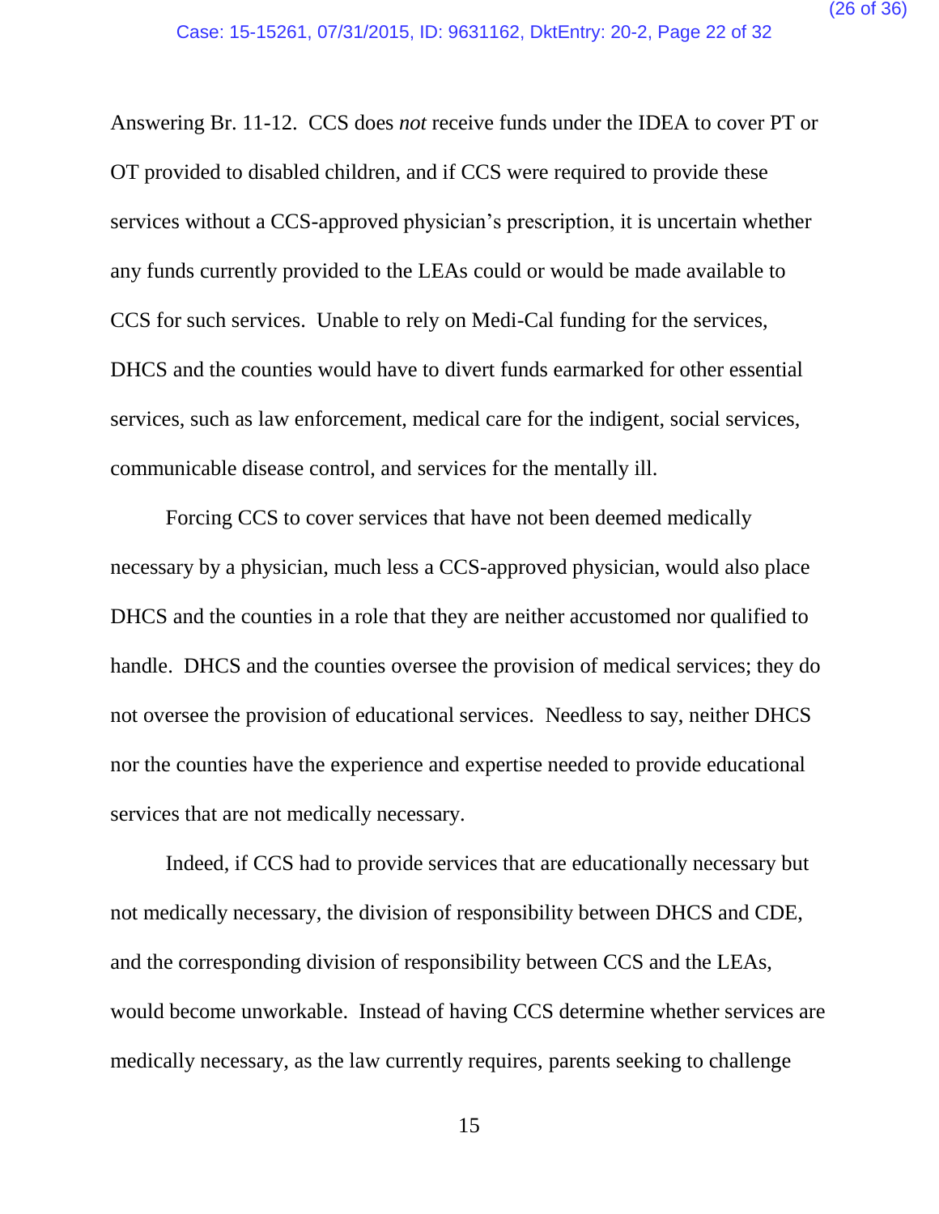Answering Br. 11-12. CCS does *not* receive funds under the IDEA to cover PT or OT provided to disabled children, and if CCS were required to provide these services without a CCS-approved physician's prescription, it is uncertain whether any funds currently provided to the LEAs could or would be made available to CCS for such services. Unable to rely on Medi-Cal funding for the services, DHCS and the counties would have to divert funds earmarked for other essential services, such as law enforcement, medical care for the indigent, social services, communicable disease control, and services for the mentally ill.

Forcing CCS to cover services that have not been deemed medically necessary by a physician, much less a CCS-approved physician, would also place DHCS and the counties in a role that they are neither accustomed nor qualified to handle. DHCS and the counties oversee the provision of medical services; they do not oversee the provision of educational services. Needless to say, neither DHCS nor the counties have the experience and expertise needed to provide educational services that are not medically necessary.

Indeed, if CCS had to provide services that are educationally necessary but not medically necessary, the division of responsibility between DHCS and CDE, and the corresponding division of responsibility between CCS and the LEAs, would become unworkable. Instead of having CCS determine whether services are medically necessary, as the law currently requires, parents seeking to challenge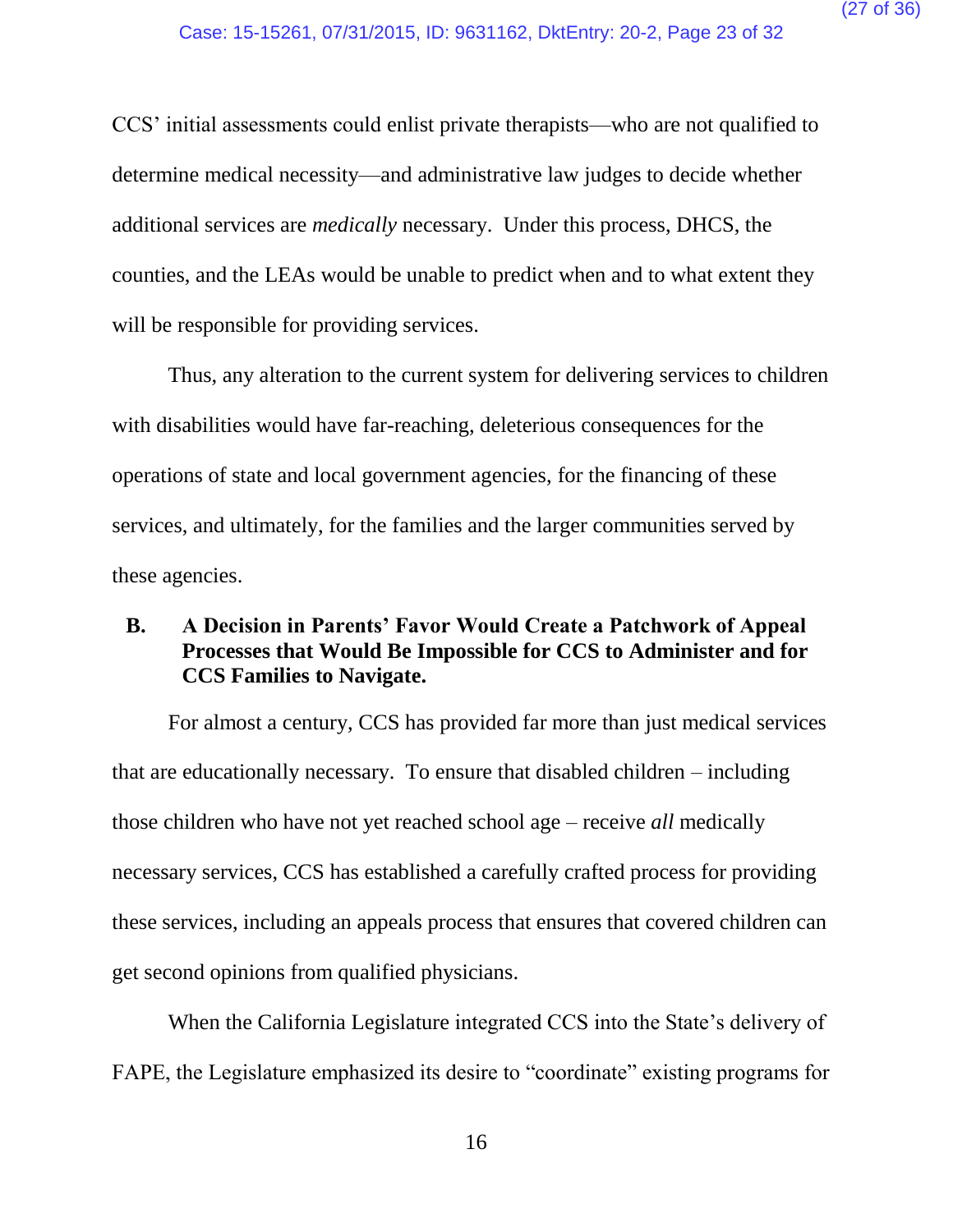CCS' initial assessments could enlist private therapists—who are not qualified to determine medical necessity—and administrative law judges to decide whether additional services are *medically* necessary. Under this process, DHCS, the counties, and the LEAs would be unable to predict when and to what extent they will be responsible for providing services.

Thus, any alteration to the current system for delivering services to children with disabilities would have far-reaching, deleterious consequences for the operations of state and local government agencies, for the financing of these services, and ultimately, for the families and the larger communities served by these agencies.

### B. A Decision in Parents' Favor Would Create a Patchwork of Appeal Processes that Would Be Impossible for CCS to Administer and for CCS Families to Navigate.

For almost a century, CCS has provided far more than just medical services that are educationally necessary. To ensure that disabled children – including those children who have not yet reached school age – receive *all* medically necessary services, CCS has established a carefully crafted process for providing these services, including an appeals process that ensures that covered children can get second opinions from qualified physicians.

When the California Legislature integrated CCS into the State's delivery of FAPE, the Legislature emphasized its desire to "coordinate" existing programs for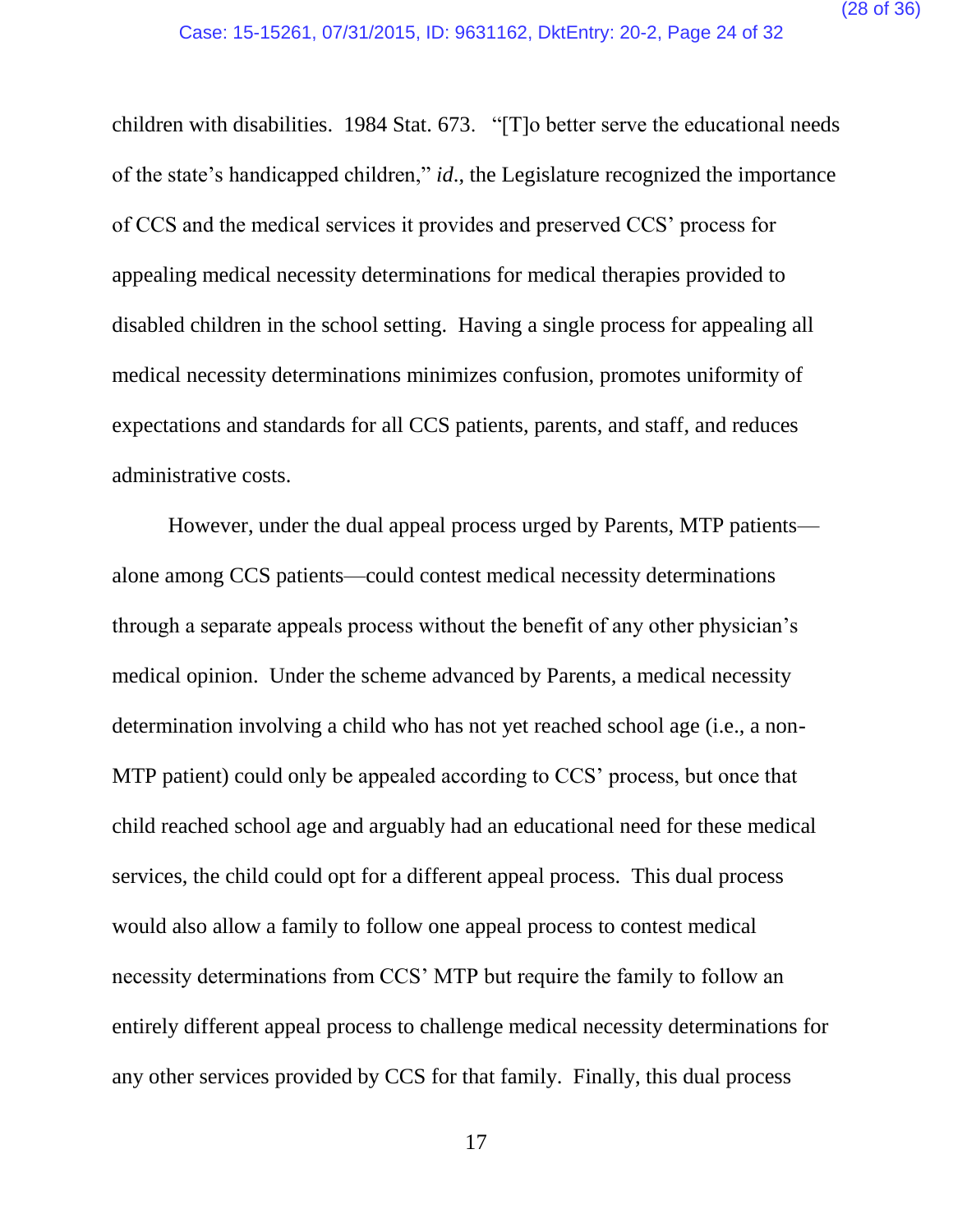children with disabilities. 1984 Stat. 673. "[T]o better serve the educational needs of the state's handicapped children," *id*., the Legislature recognized the importance of CCS and the medical services it provides and preserved CCS' process for appealing medical necessity determinations for medical therapies provided to disabled children in the school setting. Having a single process for appealing all medical necessity determinations minimizes confusion, promotes uniformity of expectations and standards for all CCS patients, parents, and staff, and reduces administrative costs.

However, under the dual appeal process urged by Parents, MTP patients—alone among CCS patients—could contest medical necessity determinations through a separate appeals process without the benefit of any other physician's medical opinion. Under the scheme advanced by Parents, a medical necessity determination involving a child who has not yet reached school age (i.e., a non-MTP patient) could only be appealed according to CCS' process, but once that child reached school age and arguably had an educational need for these medical services, the child could opt for a different appeal process. This dual process would also allow a family to follow one appeal process to contest medical necessity determinations from CCS' MTP but require the family to follow an entirely different appeal process to challenge medical necessity determinations for any other services provided by CCS for that family. Finally, this dual process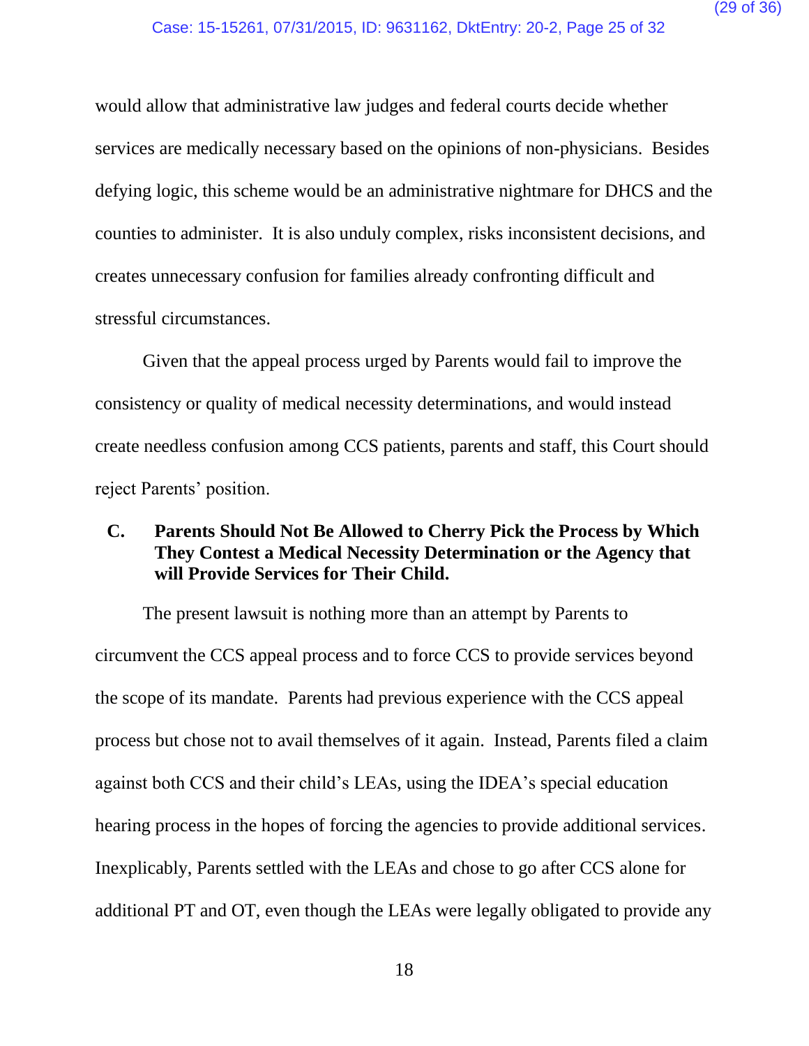would allow that administrative law judges and federal courts decide whether services are medically necessary based on the opinions of non-physicians. Besides defying logic, this scheme would be an administrative nightmare for DHCS and the counties to administer. It is also unduly complex, risks inconsistent decisions, and creates unnecessary confusion for families already confronting difficult and stressful circumstances.

Given that the appeal process urged by Parents would fail to improve the consistency or quality of medical necessity determinations, and would instead create needless confusion among CCS patients, parents and staff, this Court should reject Parents' position.

### C. Parents Should Not Be Allowed to Cherry Pick the Process by Which They Contest a Medical Necessity Determination or the Agency that will Provide Services for Their Child.

The present lawsuit is nothing more than an attempt by Parents to circumvent the CCS appeal process and to force CCS to provide services beyond the scope of its mandate. Parents had previous experience with the CCS appeal process but chose not to avail themselves of it again. Instead, Parents filed a claim against both CCS and their child's LEAs, using the IDEA's special education hearing process in the hopes of forcing the agencies to provide additional services. Inexplicably, Parents settled with the LEAs and chose to go after CCS alone for additional PT and OT, even though the LEAs were legally obligated to provide any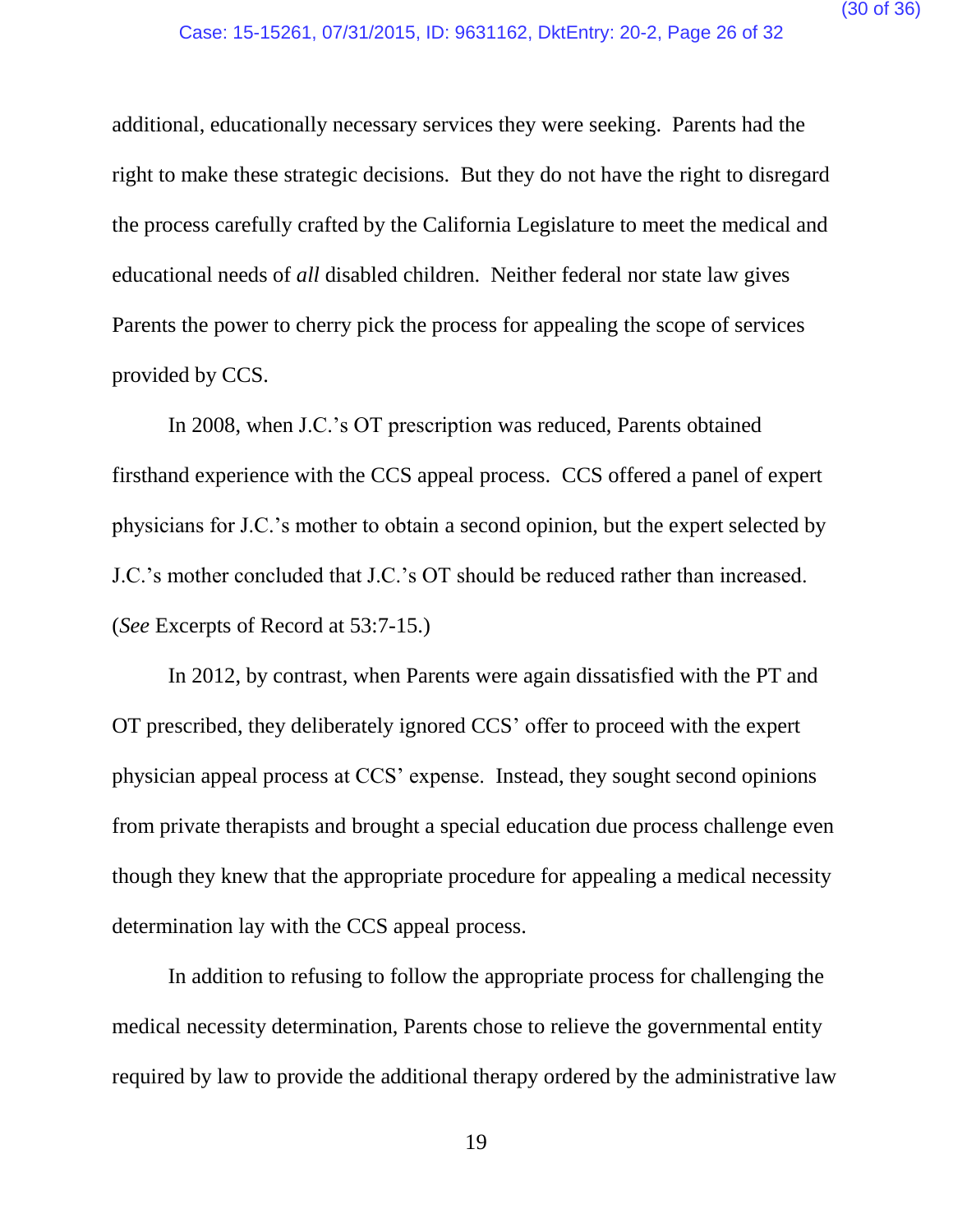additional, educationally necessary services they were seeking. Parents had the right to make these strategic decisions. But they do not have the right to disregard the process carefully crafted by the California Legislature to meet the medical and educational needs of *all* disabled children. Neither federal nor state law gives Parents the power to cherry pick the process for appealing the scope of services provided by CCS.

In 2008, when J.C.'s OT prescription was reduced, Parents obtained firsthand experience with the CCS appeal process. CCS offered a panel of expert physicians for J.C.'s mother to obtain a second opinion, but the expert selected by J.C.'s mother concluded that J.C.'s OT should be reduced rather than increased. (*See* Excerpts of Record at 53:7-15.)

In 2012, by contrast, when Parents were again dissatisfied with the PT and OT prescribed, they deliberately ignored CCS' offer to proceed with the expert physician appeal process at CCS' expense. Instead, they sought second opinions from private therapists and brought a special education due process challenge even though they knew that the appropriate procedure for appealing a medical necessity determination lay with the CCS appeal process.

In addition to refusing to follow the appropriate process for challenging the medical necessity determination, Parents chose to relieve the governmental entity required by law to provide the additional therapy ordered by the administrative law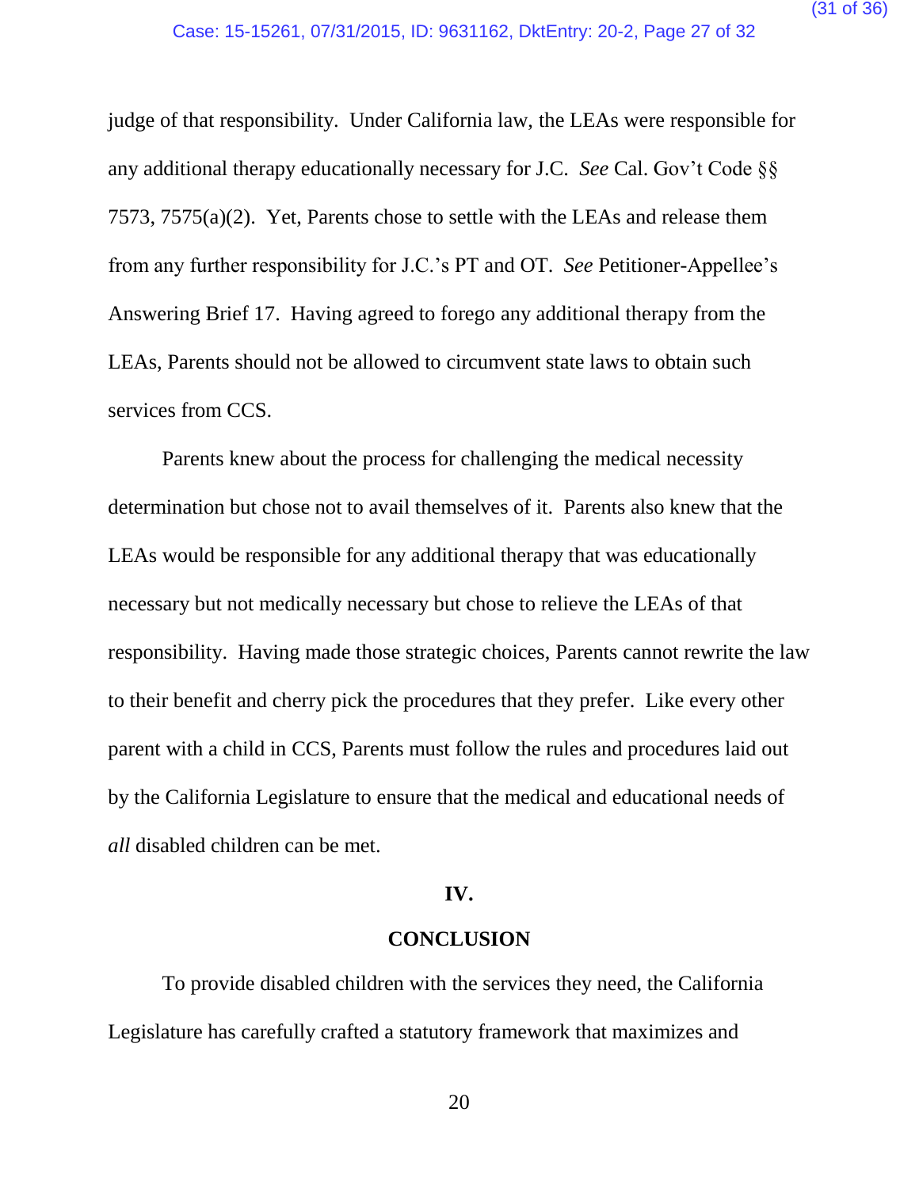judge of that responsibility. Under California law, the LEAs were responsible for any additional therapy educationally necessary for J.C. *See* Cal. Gov't Code §§ 7573, 7575(a)(2). Yet, Parents chose to settle with the LEAs and release them from any further responsibility for J.C.'s PT and OT. *See* Petitioner-Appellee's Answering Brief 17. Having agreed to forego any additional therapy from the LEAs, Parents should not be allowed to circumvent state laws to obtain such services from CCS.

Parents knew about the process for challenging the medical necessity determination but chose not to avail themselves of it. Parents also knew that the LEAs would be responsible for any additional therapy that was educationally necessary but not medically necessary but chose to relieve the LEAs of that responsibility. Having made those strategic choices, Parents cannot rewrite the law to their benefit and cherry pick the procedures that they prefer. Like every other parent with a child in CCS, Parents must follow the rules and procedures laid out by the California Legislature to ensure that the medical and educational needs of *all* disabled children can be met.

## IV.

## CONCLUSION

To provide disabled children with the services they need, the California Legislature has carefully crafted a statutory framework that maximizes and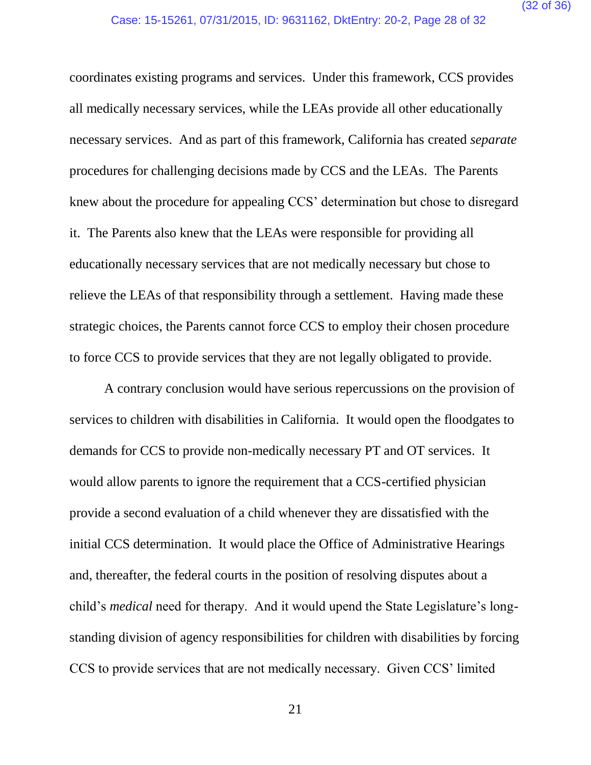coordinates existing programs and services. Under this framework, CCS provides all medically necessary services, while the LEAs provide all other educationally necessary services. And as part of this framework, California has created *separate* procedures for challenging decisions made by CCS and the LEAs. The Parents knew about the procedure for appealing CCS' determination but chose to disregard it. The Parents also knew that the LEAs were responsible for providing all educationally necessary services that are not medically necessary but chose to relieve the LEAs of that responsibility through a settlement. Having made these strategic choices, the Parents cannot force CCS to employ their chosen procedure to force CCS to provide services that they are not legally obligated to provide.

A contrary conclusion would have serious repercussions on the provision of services to children with disabilities in California. It would open the floodgates to demands for CCS to provide non-medically necessary PT and OT services. It would allow parents to ignore the requirement that a CCS-certified physician provide a second evaluation of a child whenever they are dissatisfied with the initial CCS determination. It would place the Office of Administrative Hearings and, thereafter, the federal courts in the position of resolving disputes about a child's *medical* need for therapy. And it would upend the State Legislature's long-standing division of agency responsibilities for children with disabilities by forcing CCS to provide services that are not medically necessary. Given CCS' limited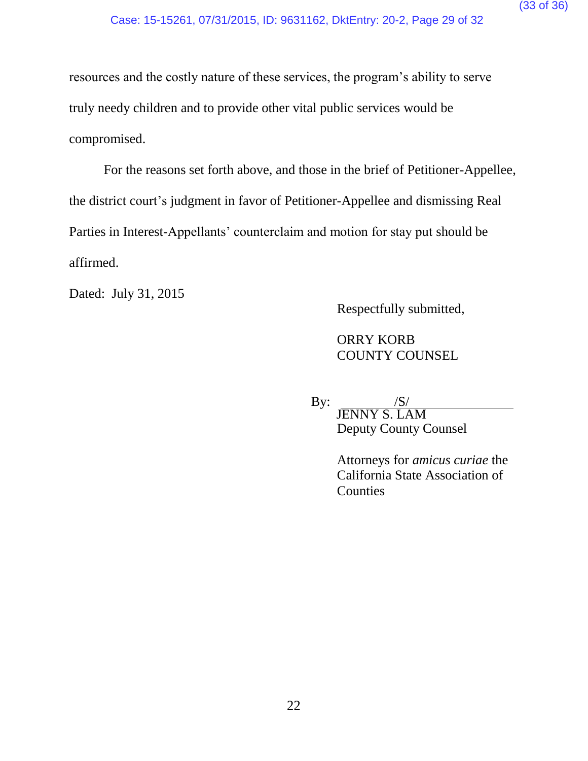resources and the costly nature of these services, the program's ability to serve truly needy children and to provide other vital public services would be compromised.

For the reasons set forth above, and those in the brief of Petitioner-Appellee, the district court's judgment in favor of Petitioner-Appellee and dismissing Real Parties in Interest-Appellants' counterclaim and motion for stay put should be affirmed.

Dated: July 31, 2015

Respectfully submitted,

ORRY KORB
COUNTY COUNSEL

By: /S/
JENNY S. LAM
Deputy County Counsel

Attorneys for *amicus curiae* the California State Association of Counties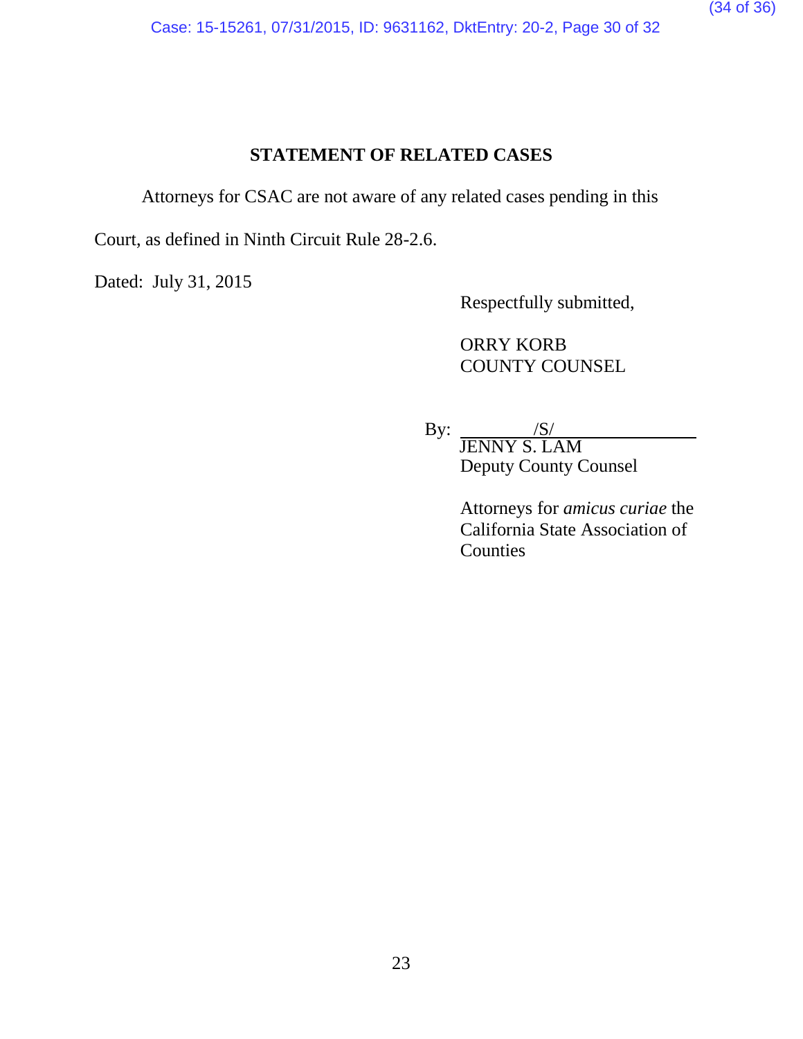## STATEMENT OF RELATED CASES

Attorneys for CSAC are not aware of any related cases pending in this Court, as defined in Ninth Circuit Rule 28-2.6.

Dated: July 31, 2015

Respectfully submitted,

ORRY KORB
COUNTY COUNSEL

By: /S/
JENNY S. LAM
Deputy County Counsel

Attorneys for *amicus curiae* the California State Association of Counties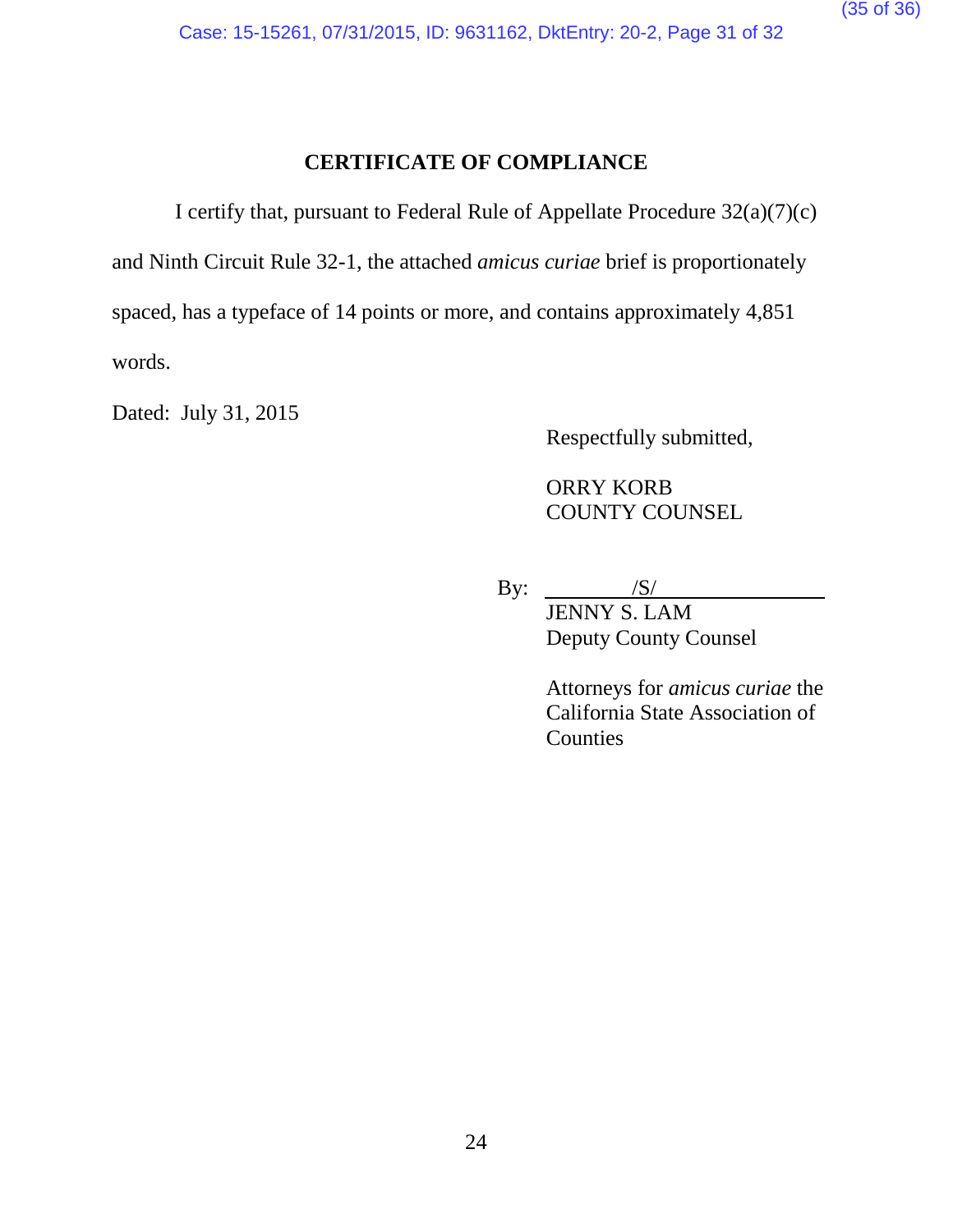## CERTIFICATE OF COMPLIANCE

I certify that, pursuant to Federal Rule of Appellate Procedure 32(a)(7)(c) and Ninth Circuit Rule 32-1, the attached *amicus curiae* brief is proportionately spaced, has a typeface of 14 points or more, and contains approximately 4,851 words.

Dated: July 31, 2015

Respectfully submitted,

ORRY KORB
COUNTY COUNSEL

By: /S/
JENNY S. LAM
Deputy County Counsel

Attorneys for *amicus curiae* the California State Association of Counties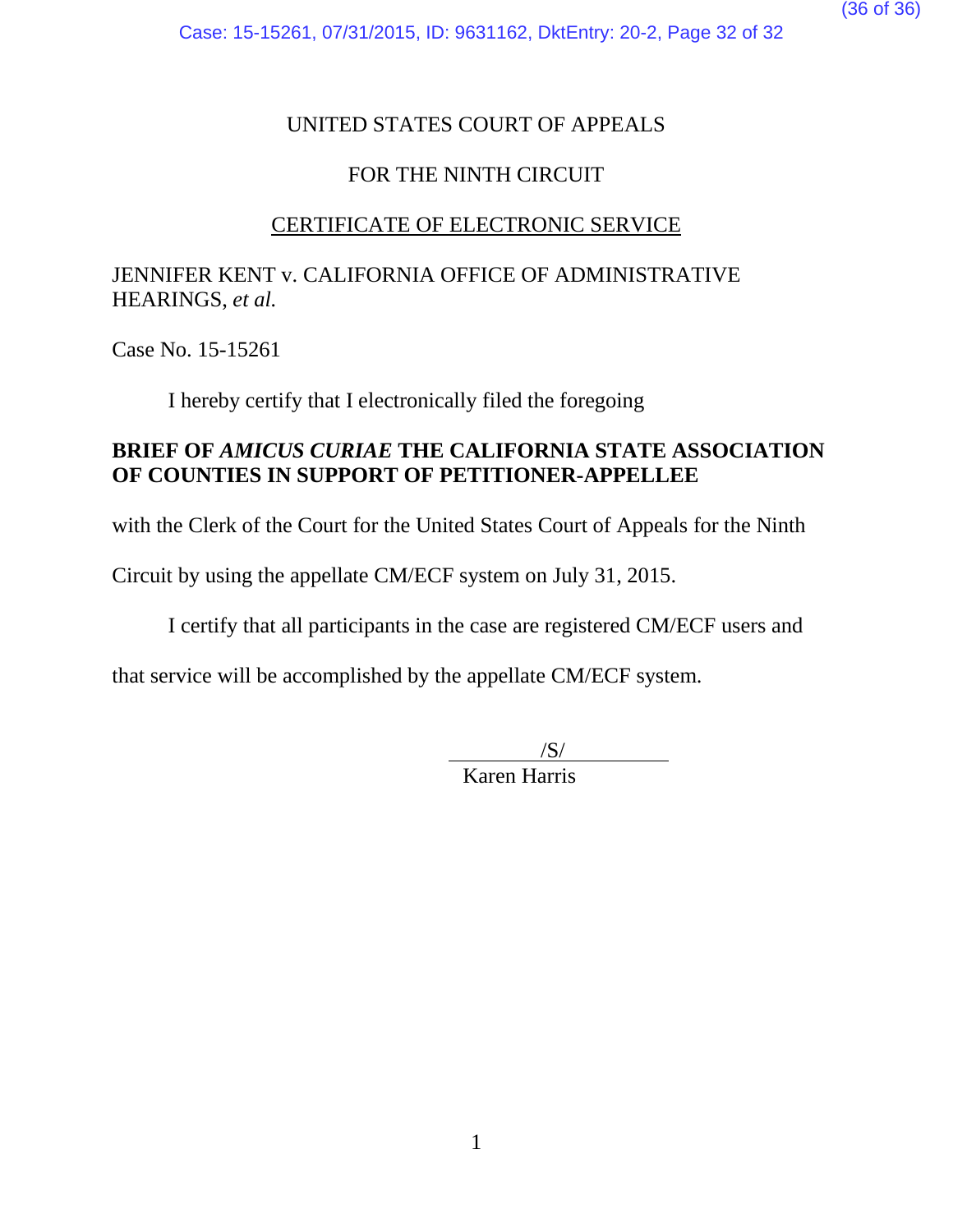UNITED STATES COURT OF APPEALS

FOR THE NINTH CIRCUIT

CERTIFICATE OF ELECTRONIC SERVICE

JENNIFER KENT v. CALIFORNIA OFFICE OF ADMINISTRATIVE HEARINGS, *et al.*

Case No. 15-15261

I hereby certify that I electronically filed the foregoing

**BRIEF OF *AMICUS CURIAE* THE CALIFORNIA STATE ASSOCIATION OF COUNTIES IN SUPPORT OF PETITIONER-APPELLEE**

with the Clerk of the Court for the United States Court of Appeals for the Ninth Circuit by using the appellate CM/ECF system on July 31, 2015.

I certify that all participants in the case are registered CM/ECF users and that service will be accomplished by the appellate CM/ECF system.

/S/
Karen Harris